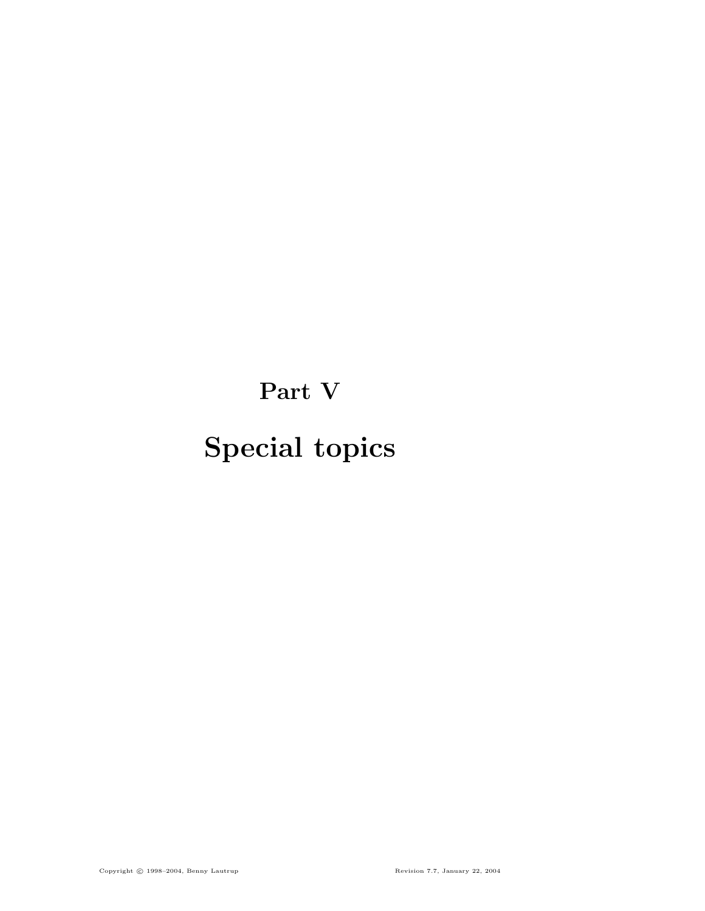# Part V

# Special topics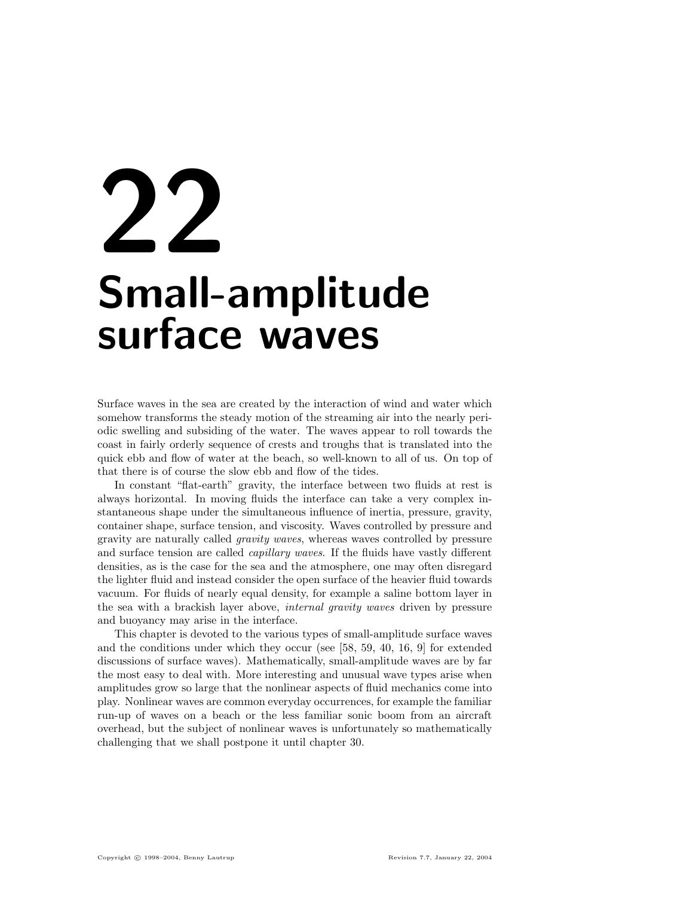# 22 Small-amplitude surface waves

Surface waves in the sea are created by the interaction of wind and water which somehow transforms the steady motion of the streaming air into the nearly periodic swelling and subsiding of the water. The waves appear to roll towards the coast in fairly orderly sequence of crests and troughs that is translated into the quick ebb and flow of water at the beach, so well-known to all of us. On top of that there is of course the slow ebb and flow of the tides.

In constant "flat-earth" gravity, the interface between two fluids at rest is always horizontal. In moving fluids the interface can take a very complex instantaneous shape under the simultaneous influence of inertia, pressure, gravity, container shape, surface tension, and viscosity. Waves controlled by pressure and gravity are naturally called *gravity waves*, whereas waves controlled by pressure and surface tension are called *capillary waves.* If the fluids have vastly different densities, as is the case for the sea and the atmosphere, one may often disregard the lighter fluid and instead consider the open surface of the heavier fluid towards vacuum. For fluids of nearly equal density, for example a saline bottom layer in the sea with a brackish layer above, *internal gravity waves* driven by pressure and buoyancy may arise in the interface.

This chapter is devoted to the various types of small-amplitude surface waves and the conditions under which they occur (see [58, 59, 40, 16, 9] for extended discussions of surface waves). Mathematically, small-amplitude waves are by far the most easy to deal with. More interesting and unusual wave types arise when amplitudes grow so large that the nonlinear aspects of fluid mechanics come into play. Nonlinear waves are common everyday occurrences, for example the familiar run-up of waves on a beach or the less familiar sonic boom from an aircraft overhead, but the subject of nonlinear waves is unfortunately so mathematically challenging that we shall postpone it until chapter 30.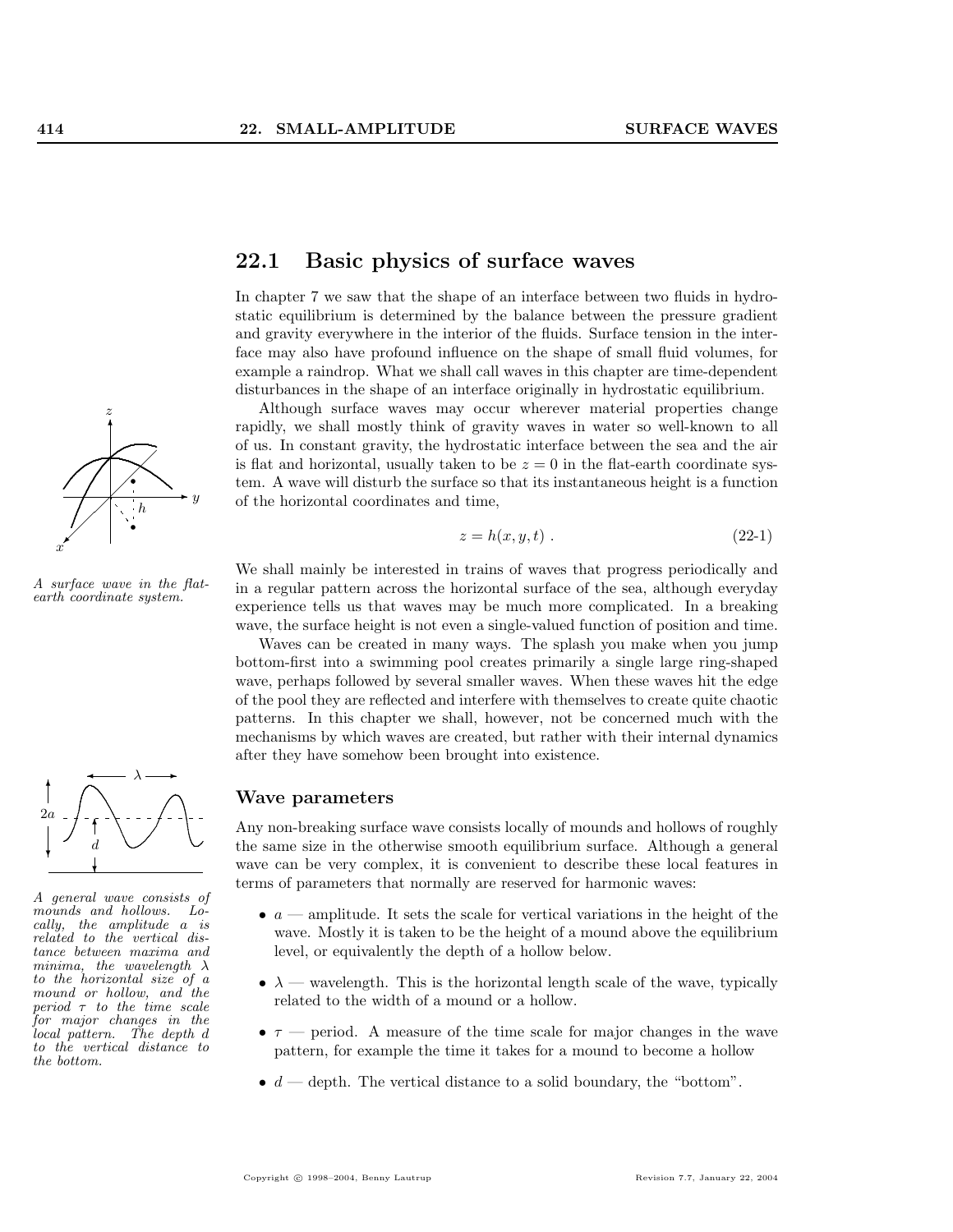## 22.1 Basic physics of surface waves

In chapter 7 we saw that the shape of an interface between two fluids in hydrostatic equilibrium is determined by the balance between the pressure gradient and gravity everywhere in the interior of the fluids. Surface tension in the interface may also have profound influence on the shape of small fluid volumes, for example a raindrop. What we shall call waves in this chapter are time-dependent disturbances in the shape of an interface originally in hydrostatic equilibrium.

*A surface wave in the flat-earth coordinate system.*

Although surface waves may occur wherever material properties change rapidly, we shall mostly think of gravity waves in water so well-known to all of us. In constant gravity, the hydrostatic interface between the sea and the air is flat and horizontal, usually taken to be $z = 0$ in the flat-earth coordinate system. A wave will disturb the surface so that its instantaneous height is a function of the horizontal coordinates and time,

$$z = h(x, y, t) . \tag{22-1}$$

We shall mainly be interested in trains of waves that progress periodically and in a regular pattern across the horizontal surface of the sea, although everyday experience tells us that waves may be much more complicated. In a breaking wave, the surface height is not even a single-valued function of position and time.

Waves can be created in many ways. The splash you make when you jump bottom-first into a swimming pool creates primarily a single large ring-shaped wave, perhaps followed by several smaller waves. When these waves hit the edge of the pool they are reflected and interfere with themselves to create quite chaotic patterns. In this chapter we shall, however, not be concerned much with the mechanisms by which waves are created, but rather with their internal dynamics after they have somehow been brought into existence.

### Wave parameters

*A general wave consists of mounds and hollows. Locally, the amplitude $a$ is related to the vertical distance between maxima and minima, the wavelength $\lambda$ to the horizontal size of a mound or hollow, and the period $\tau$ to the time scale for major changes in the local pattern. The depth $d$ to the vertical distance to the bottom.*

Any non-breaking surface wave consists locally of mounds and hollows of roughly the same size in the otherwise smooth equilibrium surface. Although a general wave can be very complex, it is convenient to describe these local features in terms of parameters that normally are reserved for harmonic waves:

- $a$ — amplitude. It sets the scale for vertical variations in the height of the wave. Mostly it is taken to be the height of a mound above the equilibrium level, or equivalently the depth of a hollow below.
- $\lambda$ — wavelength. This is the horizontal length scale of the wave, typically related to the width of a mound or a hollow.
- $\tau$ — period. A measure of the time scale for major changes in the wave pattern, for example the time it takes for a mound to become a hollow
- $d$ — depth. The vertical distance to a solid boundary, the "bottom".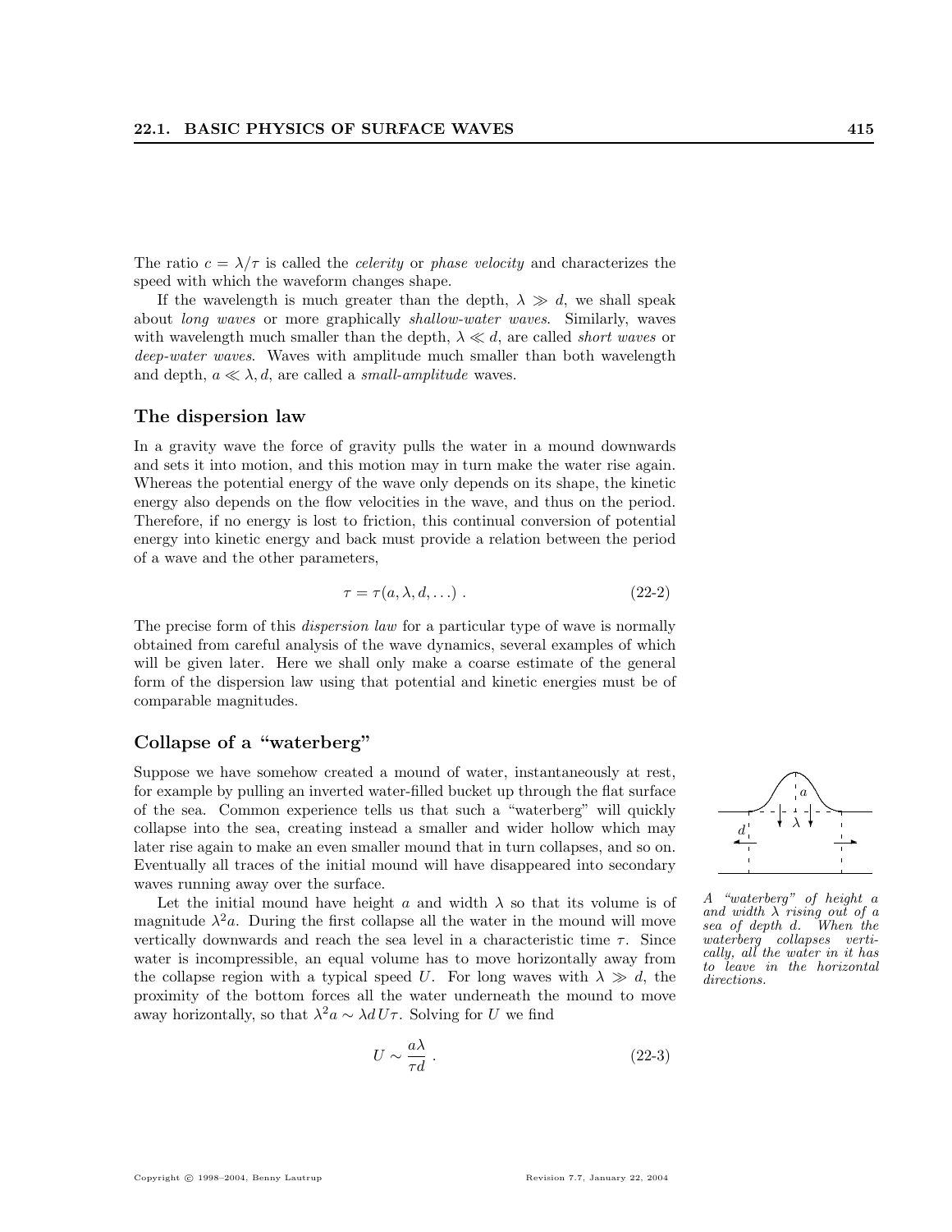The ratio $c = \lambda/\tau$ is called the *celerity* or *phase velocity* and characterizes the speed with which the waveform changes shape.

If the wavelength is much greater than the depth, $\lambda \gg d$, we shall speak about *long waves* or more graphically *shallow-water waves*. Similarly, waves with wavelength much smaller than the depth, $\lambda \ll d$, are called *short waves* or *deep-water waves*. Waves with amplitude much smaller than both wavelength and depth, $a \ll \lambda, d$, are called a *small-amplitude* waves.

### The dispersion law

In a gravity wave the force of gravity pulls the water in a mound downwards and sets it into motion, and this motion may in turn make the water rise again. Whereas the potential energy of the wave only depends on its shape, the kinetic energy also depends on the flow velocities in the wave, and thus on the period. Therefore, if no energy is lost to friction, this continual conversion of potential energy into kinetic energy and back must provide a relation between the period of a wave and the other parameters,

$$\tau = \tau(a, \lambda, d, \ldots) \,. \tag{22-2}$$

The precise form of this *dispersion law* for a particular type of wave is normally obtained from careful analysis of the wave dynamics, several examples of which will be given later. Here we shall only make a coarse estimate of the general form of the dispersion law using that potential and kinetic energies must be of comparable magnitudes.

### Collapse of a "waterberg"

Suppose we have somehow created a mound of water, instantaneously at rest, for example by pulling an inverted water-filled bucket up through the flat surface of the sea. Common experience tells us that such a "waterberg" will quickly collapse into the sea, creating instead a smaller and wider hollow which may later rise again to make an even smaller mound that in turn collapses, and so on. Eventually all traces of the initial mound will have disappeared into secondary waves running away over the surface.

*A "waterberg" of height $a$ and width $\lambda$ rising out of a sea of depth $d$. When the waterberg collapses vertically, all the water in it has to leave in the horizontal directions.*

Let the initial mound have height $a$ and width $\lambda$ so that its volume is of magnitude $\lambda^2 a$. During the first collapse all the water in the mound will move vertically downwards and reach the sea level in a characteristic time $\tau$. Since water is incompressible, an equal volume has to move horizontally away from the collapse region with a typical speed $U$. For long waves with $\lambda \gg d$, the proximity of the bottom forces all the water underneath the mound to move away horizontally, so that $\lambda^2 a \sim \lambda d U \tau$. Solving for $U$ we find

$$U \sim \frac{a\lambda}{\tau d} \,. \tag{22-3}$$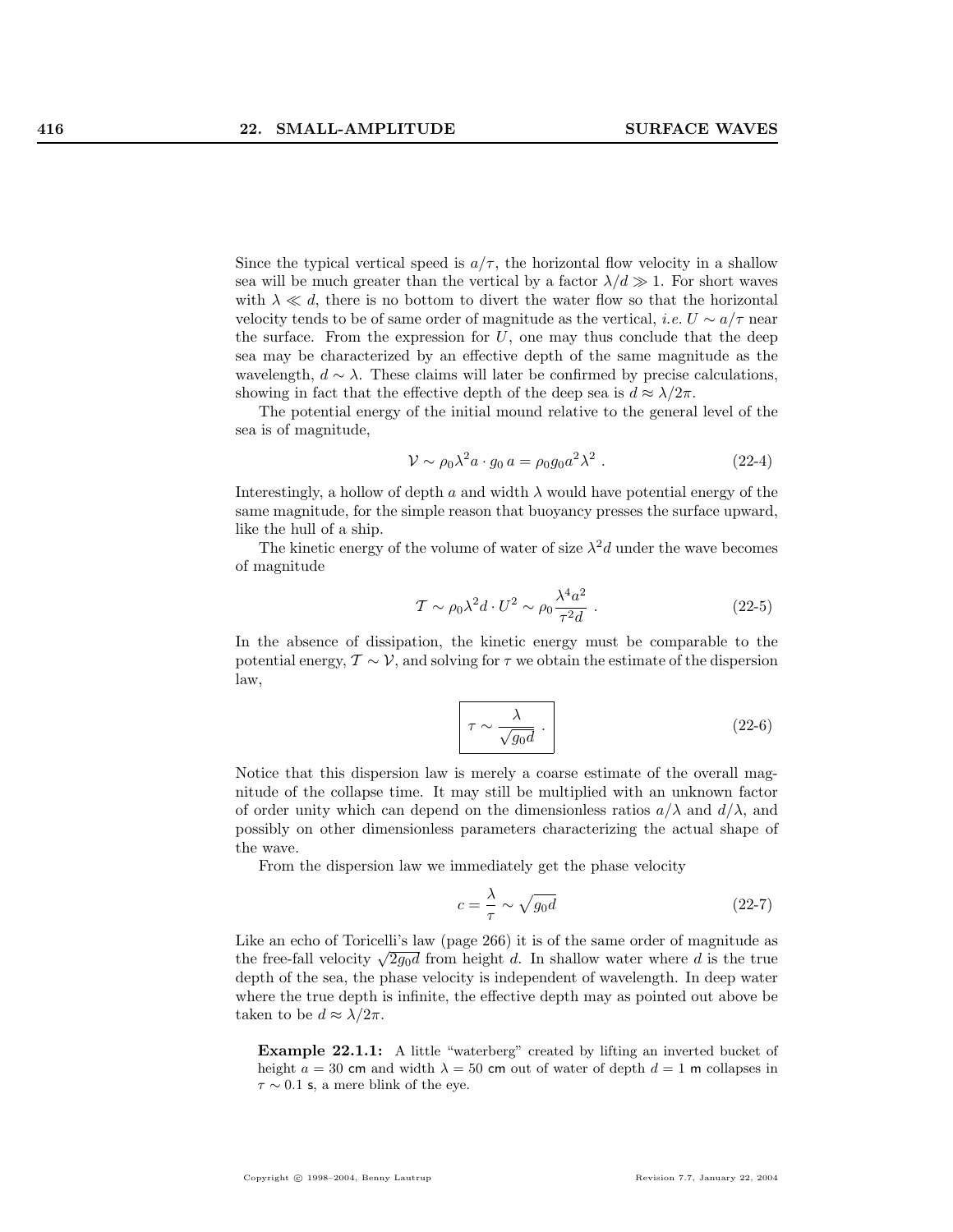Since the typical vertical speed is $a/\tau$, the horizontal flow velocity in a shallow sea will be much greater than the vertical by a factor $\lambda/d \gg 1$. For short waves with $\lambda \ll d$, there is no bottom to divert the water flow so that the horizontal velocity tends to be of same order of magnitude as the vertical, *i.e.* $U \sim a/\tau$ near the surface. From the expression for $U$, one may thus conclude that the deep sea may be characterized by an effective depth of the same magnitude as the wavelength, $d \sim \lambda$. These claims will later be confirmed by precise calculations, showing in fact that the effective depth of the deep sea is $d \approx \lambda/2\pi$.

The potential energy of the initial mound relative to the general level of the sea is of magnitude,

$$\mathcal{V} \sim \rho_0 \lambda^2 a \cdot g_0\, a = \rho_0 g_0 a^2 \lambda^2 \ . \tag{22-4}$$

Interestingly, a hollow of depth $a$ and width $\lambda$ would have potential energy of the same magnitude, for the simple reason that buoyancy presses the surface upward, like the hull of a ship.

The kinetic energy of the volume of water of size $\lambda^2 d$ under the wave becomes of magnitude

$$\mathcal{T} \sim \rho_0 \lambda^2 d \cdot U^2 \sim \rho_0 \frac{\lambda^4 a^2}{\tau^2 d} \ . \tag{22-5}$$

In the absence of dissipation, the kinetic energy must be comparable to the potential energy, $\mathcal{T} \sim \mathcal{V}$, and solving for $\tau$ we obtain the estimate of the dispersion law,

$$\boxed{\tau \sim \frac{\lambda}{\sqrt{g_0 d}} \ .} \tag{22-6}$$

Notice that this dispersion law is merely a coarse estimate of the overall magnitude of the collapse time. It may still be multiplied with an unknown factor of order unity which can depend on the dimensionless ratios $a/\lambda$ and $d/\lambda$, and possibly on other dimensionless parameters characterizing the actual shape of the wave.

From the dispersion law we immediately get the phase velocity

$$c = \frac{\lambda}{\tau} \sim \sqrt{g_0 d} \tag{22-7}$$

Like an echo of Toricelli's law (page 266) it is of the same order of magnitude as the free-fall velocity $\sqrt{2g_0 d}$ from height $d$. In shallow water where $d$ is the true depth of the sea, the phase velocity is independent of wavelength. In deep water where the true depth is infinite, the effective depth may as pointed out above be taken to be $d \approx \lambda/2\pi$.

**Example 22.1.1:** A little "waterberg" created by lifting an inverted bucket of height $a = 30$ cm and width $\lambda = 50$ cm out of water of depth $d = 1$ m collapses in $\tau \sim 0.1$ s, a mere blink of the eye.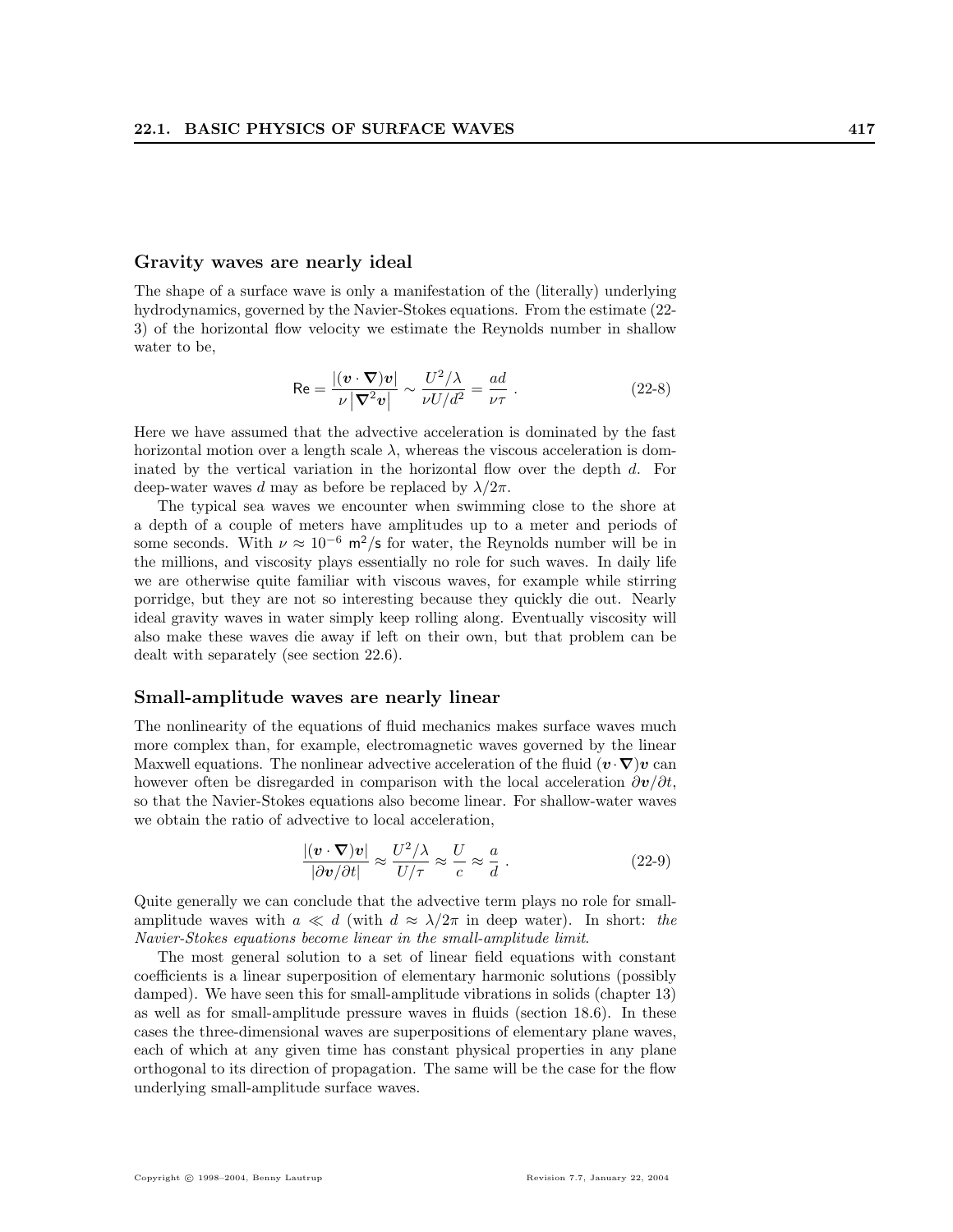### Gravity waves are nearly ideal

The shape of a surface wave is only a manifestation of the (literally) underlying hydrodynamics, governed by the Navier-Stokes equations. From the estimate (22-3) of the horizontal flow velocity we estimate the Reynolds number in shallow water to be,

$$\mathsf{Re} = \frac{|(\boldsymbol{v}\cdot\boldsymbol{\nabla})\boldsymbol{v}|}{\nu\left|\boldsymbol{\nabla}^2\boldsymbol{v}\right|} \sim \frac{U^2/\lambda}{\nu U/d^2} = \frac{ad}{\nu\tau} \; . \tag{22-8}$$

Here we have assumed that the advective acceleration is dominated by the fast horizontal motion over a length scale $\lambda$, whereas the viscous acceleration is dominated by the vertical variation in the horizontal flow over the depth $d$. For deep-water waves $d$ may as before be replaced by $\lambda/2\pi$.

The typical sea waves we encounter when swimming close to the shore at a depth of a couple of meters have amplitudes up to a meter and periods of some seconds. With $\nu \approx 10^{-6}$ $\mathsf{m}^2/\mathsf{s}$ for water, the Reynolds number will be in the millions, and viscosity plays essentially no role for such waves. In daily life we are otherwise quite familiar with viscous waves, for example while stirring porridge, but they are not so interesting because they quickly die out. Nearly ideal gravity waves in water simply keep rolling along. Eventually viscosity will also make these waves die away if left on their own, but that problem can be dealt with separately (see section 22.6).

### Small-amplitude waves are nearly linear

The nonlinearity of the equations of fluid mechanics makes surface waves much more complex than, for example, electromagnetic waves governed by the linear Maxwell equations. The nonlinear advective acceleration of the fluid $(\boldsymbol{v}\cdot\boldsymbol{\nabla})\boldsymbol{v}$ can however often be disregarded in comparison with the local acceleration $\partial\boldsymbol{v}/\partial t$, so that the Navier-Stokes equations also become linear. For shallow-water waves we obtain the ratio of advective to local acceleration,

$$\frac{|(\boldsymbol{v}\cdot\boldsymbol{\nabla})\boldsymbol{v}|}{|\partial\boldsymbol{v}/\partial t|} \approx \frac{U^2/\lambda}{U/\tau} \approx \frac{U}{c} \approx \frac{a}{d} \; . \tag{22-9}$$

Quite generally we can conclude that the advective term plays no role for small-amplitude waves with $a \ll d$ (with $d \approx \lambda/2\pi$ in deep water). In short: *the Navier-Stokes equations become linear in the small-amplitude limit*.

The most general solution to a set of linear field equations with constant coefficients is a linear superposition of elementary harmonic solutions (possibly damped). We have seen this for small-amplitude vibrations in solids (chapter 13) as well as for small-amplitude pressure waves in fluids (section 18.6). In these cases the three-dimensional waves are superpositions of elementary plane waves, each of which at any given time has constant physical properties in any plane orthogonal to its direction of propagation. The same will be the case for the flow underlying small-amplitude surface waves.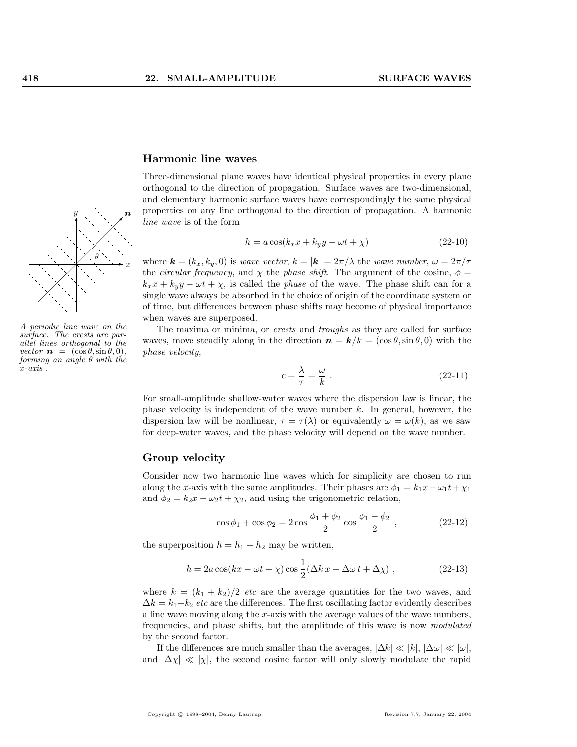## Harmonic line waves

Three-dimensional plane waves have identical physical properties in every plane orthogonal to the direction of propagation. Surface waves are two-dimensional, and elementary harmonic surface waves have correspondingly the same physical properties on any line orthogonal to the direction of propagation. A harmonic *line wave* is of the form

$$h = a\cos(k_x x + k_y y - \omega t + \chi) \tag{22-10}$$

where $\boldsymbol{k} = (k_x, k_y, 0)$ is *wave vector*, $k = |\boldsymbol{k}| = 2\pi/\lambda$ the *wave number*, $\omega = 2\pi/\tau$ the *circular frequency*, and $\chi$ the *phase shift*. The argument of the cosine, $\phi = k_x x + k_y y - \omega t + \chi$, is called the *phase* of the wave. The phase shift can for a single wave always be absorbed in the choice of origin of the coordinate system or of time, but differences between phase shifts may become of physical importance when waves are superposed.

*A periodic line wave on the surface. The crests are parallel lines orthogonal to the vector $\boldsymbol{n} = (\cos\theta, \sin\theta, 0)$, forming an angle $\theta$ with the $x$-axis .*

The maxima or minima, or *crests* and *troughs* as they are called for surface waves, move steadily along in the direction $\boldsymbol{n} = \boldsymbol{k}/k = (\cos\theta, \sin\theta, 0)$ with the *phase velocity*,

$$c = \frac{\lambda}{\tau} = \frac{\omega}{k} \ . \tag{22-11}$$

For small-amplitude shallow-water waves where the dispersion law is linear, the phase velocity is independent of the wave number $k$. In general, however, the dispersion law will be nonlinear, $\tau = \tau(\lambda)$ or equivalently $\omega = \omega(k)$, as we saw for deep-water waves, and the phase velocity will depend on the wave number.

## Group velocity

Consider now two harmonic line waves which for simplicity are chosen to run along the $x$-axis with the same amplitudes. Their phases are $\phi_1 = k_1 x - \omega_1 t + \chi_1$ and $\phi_2 = k_2 x - \omega_2 t + \chi_2$, and using the trigonometric relation,

$$\cos\phi_1 + \cos\phi_2 = 2\cos\frac{\phi_1 + \phi_2}{2}\cos\frac{\phi_1 - \phi_2}{2} \ , \tag{22-12}$$

the superposition $h = h_1 + h_2$ may be written,

$$h = 2a\cos(kx - \omega t + \chi)\cos\frac{1}{2}(\Delta k\, x - \Delta\omega\, t + \Delta\chi) \ , \tag{22-13}$$

where $k = (k_1 + k_2)/2$ *etc* are the average quantities for the two waves, and $\Delta k = k_1 - k_2$ *etc* are the differences. The first oscillating factor evidently describes a line wave moving along the $x$-axis with the average values of the wave numbers, frequencies, and phase shifts, but the amplitude of this wave is now *modulated* by the second factor.

If the differences are much smaller than the averages, $|\Delta k| \ll |k|$, $|\Delta\omega| \ll |\omega|$, and $|\Delta\chi| \ll |\chi|$, the second cosine factor will only slowly modulate the rapid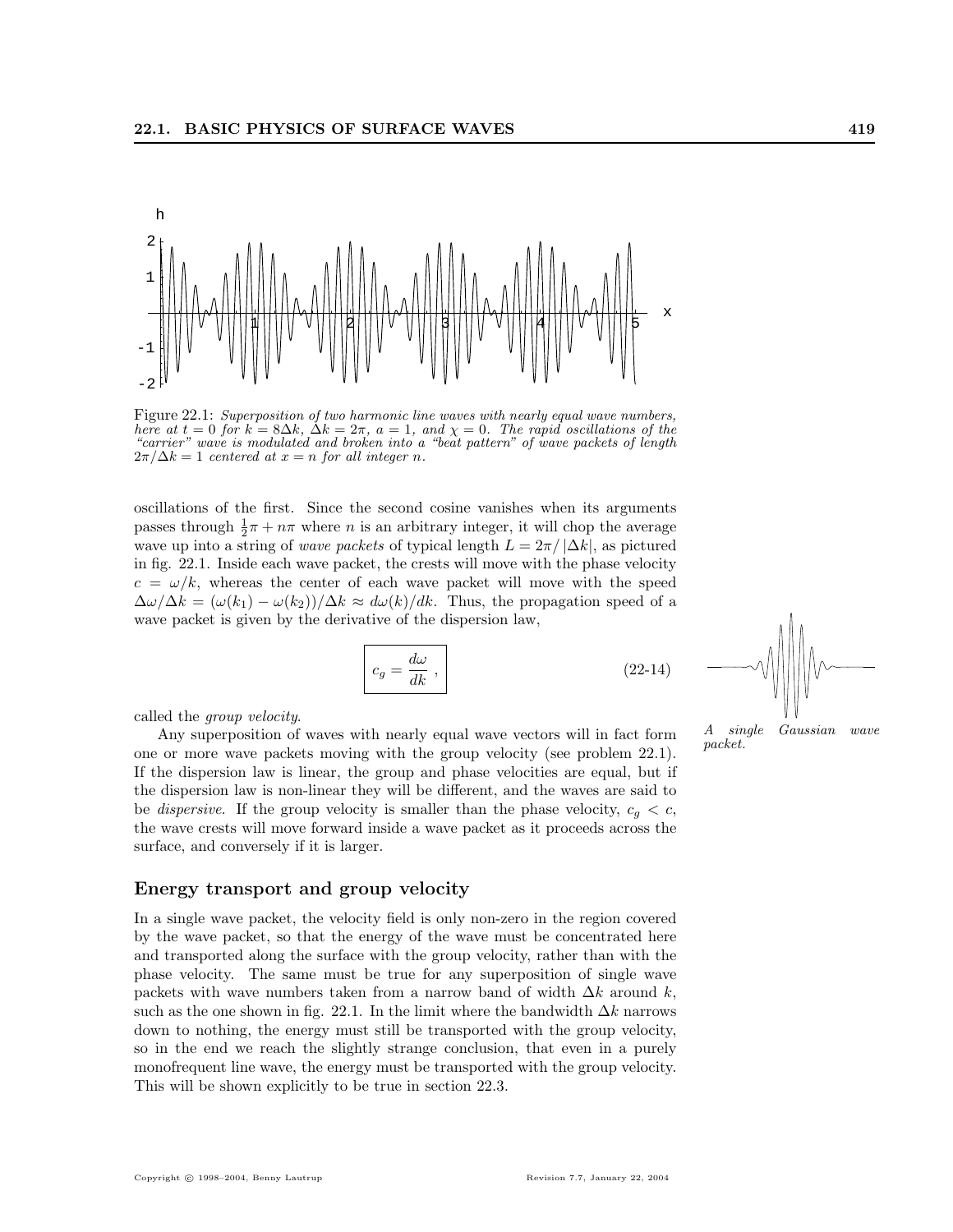Figure 22.1: *Superposition of two harmonic line waves with nearly equal wave numbers, here at $t = 0$ for $k = 8\Delta k$, $\Delta k = 2\pi$, $a = 1$, and $\chi = 0$. The rapid oscillations of the "carrier" wave is modulated and broken into a "beat pattern" of wave packets of length $2\pi/\Delta k = 1$ centered at $x = n$ for all integer $n$.*

oscillations of the first. Since the second cosine vanishes when its arguments passes through $\frac{1}{2}\pi + n\pi$ where $n$ is an arbitrary integer, it will chop the average wave up into a string of *wave packets* of typical length $L = 2\pi/|\Delta k|$, as pictured in fig. 22.1. Inside each wave packet, the crests will move with the phase velocity $c = \omega/k$, whereas the center of each wave packet will move with the speed $\Delta\omega/\Delta k = (\omega(k_1) - \omega(k_2))/\Delta k \approx d\omega(k)/dk$. Thus, the propagation speed of a wave packet is given by the derivative of the dispersion law,

$$\boxed{c_g = \frac{d\omega}{dk}}, \tag{22-14}$$

called the *group velocity*.

*A single Gaussian wave packet.*

Any superposition of waves with nearly equal wave vectors will in fact form one or more wave packets moving with the group velocity (see problem 22.1). If the dispersion law is linear, the group and phase velocities are equal, but if the dispersion law is non-linear they will be different, and the waves are said to be *dispersive*. If the group velocity is smaller than the phase velocity, $c_g < c$, the wave crests will move forward inside a wave packet as it proceeds across the surface, and conversely if it is larger.

## Energy transport and group velocity

In a single wave packet, the velocity field is only non-zero in the region covered by the wave packet, so that the energy of the wave must be concentrated here and transported along the surface with the group velocity, rather than with the phase velocity. The same must be true for any superposition of single wave packets with wave numbers taken from a narrow band of width $\Delta k$ around $k$, such as the one shown in fig. 22.1. In the limit where the bandwidth $\Delta k$ narrows down to nothing, the energy must still be transported with the group velocity, so in the end we reach the slightly strange conclusion, that even in a purely monofrequent line wave, the energy must be transported with the group velocity. This will be shown explicitly to be true in section 22.3.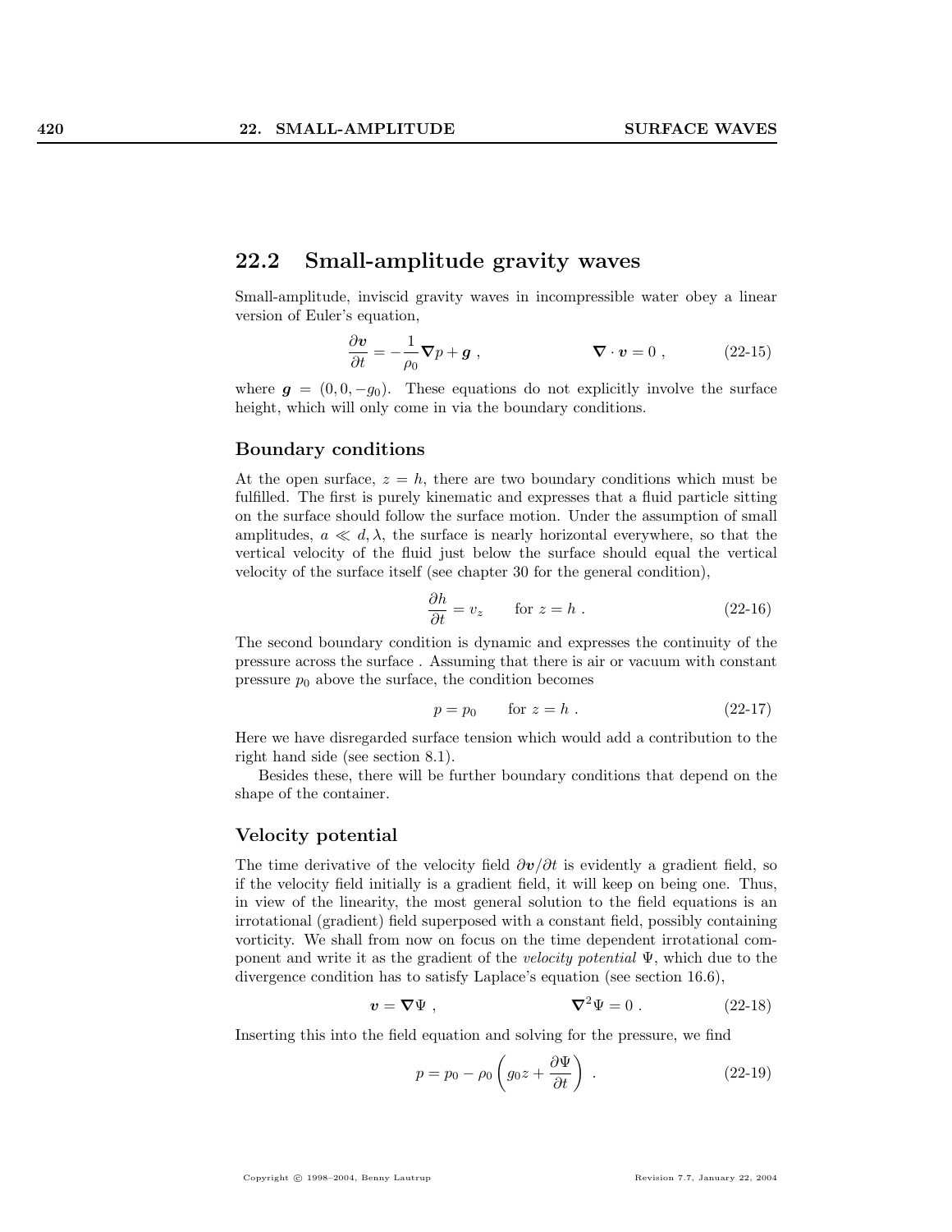## 22.2 Small-amplitude gravity waves

Small-amplitude, inviscid gravity waves in incompressible water obey a linear version of Euler's equation,

$$\frac{\partial \boldsymbol{v}}{\partial t} = -\frac{1}{\rho_0}\boldsymbol{\nabla} p + \boldsymbol{g} \; , \qquad\qquad \boldsymbol{\nabla}\cdot\boldsymbol{v} = 0 \; , \tag{22-15}$$

where $\boldsymbol{g} = (0, 0, -g_0)$. These equations do not explicitly involve the surface height, which will only come in via the boundary conditions.

### Boundary conditions

At the open surface, $z = h$, there are two boundary conditions which must be fulfilled. The first is purely kinematic and expresses that a fluid particle sitting on the surface should follow the surface motion. Under the assumption of small amplitudes, $a \ll d, \lambda$, the surface is nearly horizontal everywhere, so that the vertical velocity of the fluid just below the surface should equal the vertical velocity of the surface itself (see chapter 30 for the general condition),

$$\frac{\partial h}{\partial t} = v_z \qquad \text{for } z = h \; . \tag{22-16}$$

The second boundary condition is dynamic and expresses the continuity of the pressure across the surface . Assuming that there is air or vacuum with constant pressure $p_0$ above the surface, the condition becomes

$$p = p_0 \qquad \text{for } z = h \; . \tag{22-17}$$

Here we have disregarded surface tension which would add a contribution to the right hand side (see section 8.1).

Besides these, there will be further boundary conditions that depend on the shape of the container.

### Velocity potential

The time derivative of the velocity field $\partial \boldsymbol{v}/\partial t$ is evidently a gradient field, so if the velocity field initially is a gradient field, it will keep on being one. Thus, in view of the linearity, the most general solution to the field equations is an irrotational (gradient) field superposed with a constant field, possibly containing vorticity. We shall from now on focus on the time dependent irrotational component and write it as the gradient of the *velocity potential* $\Psi$, which due to the divergence condition has to satisfy Laplace's equation (see section 16.6),

$$\boldsymbol{v} = \boldsymbol{\nabla}\Psi \; , \qquad\qquad \boldsymbol{\nabla}^2\Psi = 0 \; . \tag{22-18}$$

Inserting this into the field equation and solving for the pressure, we find

$$p = p_0 - \rho_0\left(g_0 z + \frac{\partial \Psi}{\partial t}\right) \; . \tag{22-19}$$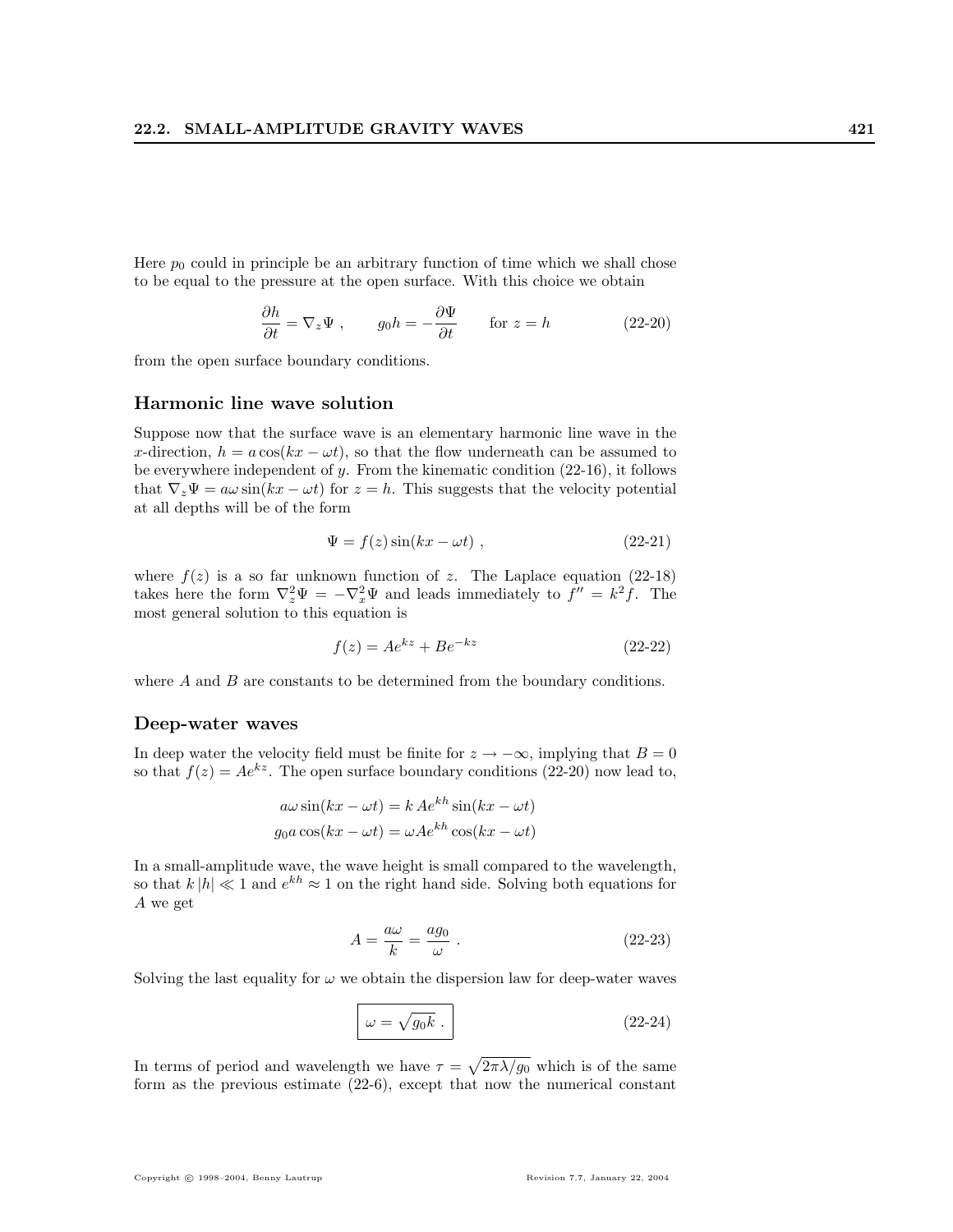Here $p_0$ could in principle be an arbitrary function of time which we shall chose to be equal to the pressure at the open surface. With this choice we obtain

$$\frac{\partial h}{\partial t} = \nabla_z \Psi \ , \qquad g_0 h = -\frac{\partial \Psi}{\partial t} \qquad \text{for } z = h \tag{22-20}$$

from the open surface boundary conditions.

### Harmonic line wave solution

Suppose now that the surface wave is an elementary harmonic line wave in the $x$-direction, $h = a\cos(kx - \omega t)$, so that the flow underneath can be assumed to be everywhere independent of $y$. From the kinematic condition (22-16), it follows that $\nabla_z \Psi = a\omega \sin(kx - \omega t)$ for $z = h$. This suggests that the velocity potential at all depths will be of the form

$$\Psi = f(z) \sin(kx - \omega t) \ , \tag{22-21}$$

where $f(z)$ is a so far unknown function of $z$. The Laplace equation (22-18) takes here the form $\nabla_z^2 \Psi = -\nabla_x^2 \Psi$ and leads immediately to $f'' = k^2 f$. The most general solution to this equation is

$$f(z) = Ae^{kz} + Be^{-kz} \tag{22-22}$$

where $A$ and $B$ are constants to be determined from the boundary conditions.

### Deep-water waves

In deep water the velocity field must be finite for $z \to -\infty$, implying that $B = 0$ so that $f(z) = Ae^{kz}$. The open surface boundary conditions (22-20) now lead to,

$$a\omega \sin(kx - \omega t) = k\, Ae^{kh} \sin(kx - \omega t)$$
$$g_0 a \cos(kx - \omega t) = \omega A e^{kh} \cos(kx - \omega t)$$

In a small-amplitude wave, the wave height is small compared to the wavelength, so that $k\,|h| \ll 1$ and $e^{kh} \approx 1$ on the right hand side. Solving both equations for $A$ we get

$$A = \frac{a\omega}{k} = \frac{a g_0}{\omega} \ . \tag{22-23}$$

Solving the last equality for $\omega$ we obtain the dispersion law for deep-water waves

$$\boxed{\omega = \sqrt{g_0 k} \ .} \tag{22-24}$$

In terms of period and wavelength we have $\tau = \sqrt{2\pi\lambda/g_0}$ which is of the same form as the previous estimate (22-6), except that now the numerical constant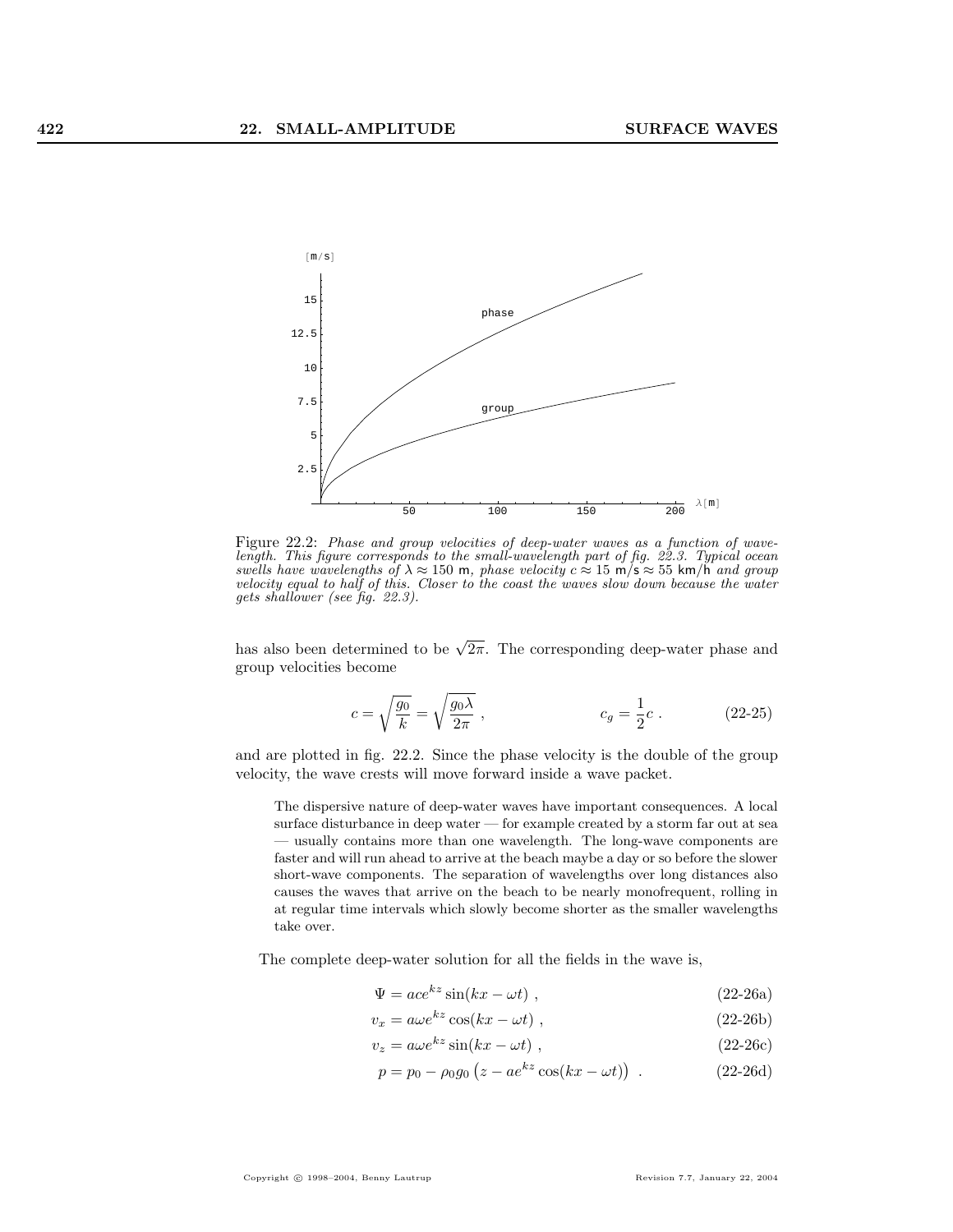Figure 22.2: *Phase and group velocities of deep-water waves as a function of wavelength. This figure corresponds to the small-wavelength part of fig. 22.3. Typical ocean swells have wavelengths of $\lambda \approx 150$ m, phase velocity $c \approx 15$ m/s $\approx 55$ km/h and group velocity equal to half of this. Closer to the coast the waves slow down because the water gets shallower (see fig. 22.3).*

has also been determined to be $\sqrt{2\pi}$. The corresponding deep-water phase and group velocities become

$$c = \sqrt{\frac{g_0}{k}} = \sqrt{\frac{g_0 \lambda}{2\pi}} \; , \qquad\qquad c_g = \frac{1}{2} c \; . \tag{22-25}$$

and are plotted in fig. 22.2. Since the phase velocity is the double of the group velocity, the wave crests will move forward inside a wave packet.

> The dispersive nature of deep-water waves have important consequences. A local surface disturbance in deep water — for example created by a storm far out at sea — usually contains more than one wavelength. The long-wave components are faster and will run ahead to arrive at the beach maybe a day or so before the slower short-wave components. The separation of wavelengths over long distances also causes the waves that arrive on the beach to be nearly monofrequent, rolling in at regular time intervals which slowly become shorter as the smaller wavelengths take over.

The complete deep-water solution for all the fields in the wave is,

$$\Psi = ace^{kz} \sin(kx - \omega t) \; , \tag{22-26a}$$

$$v_x = a\omega e^{kz} \cos(kx - \omega t) \; , \tag{22-26b}$$

$$v_z = a\omega e^{kz} \sin(kx - \omega t) \; , \tag{22-26c}$$

$$p = p_0 - \rho_0 g_0 \left( z - ae^{kz} \cos(kx - \omega t) \right) \; . \tag{22-26d}$$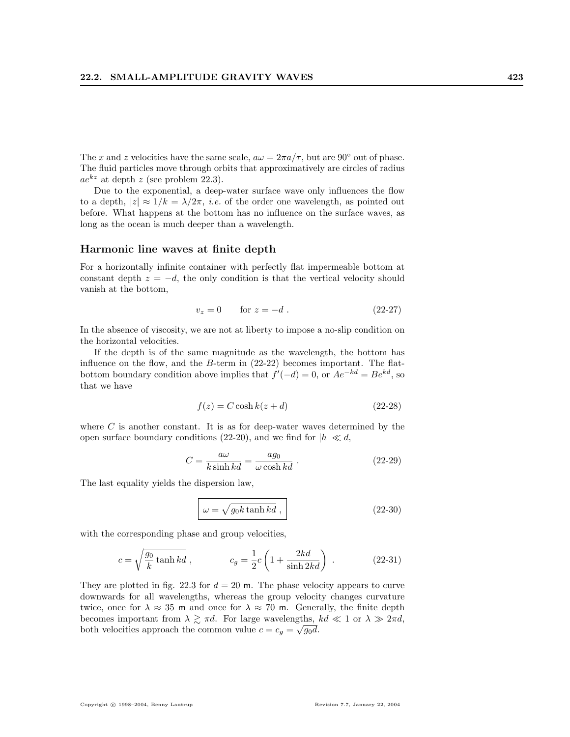The $x$ and $z$ velocities have the same scale, $a\omega = 2\pi a/\tau$, but are 90° out of phase. The fluid particles move through orbits that approximatively are circles of radius $ae^{kz}$ at depth $z$ (see problem 22.3).

Due to the exponential, a deep-water surface wave only influences the flow to a depth, $|z| \approx 1/k = \lambda/2\pi$, *i.e.* of the order one wavelength, as pointed out before. What happens at the bottom has no influence on the surface waves, as long as the ocean is much deeper than a wavelength.

### Harmonic line waves at finite depth

For a horizontally infinite container with perfectly flat impermeable bottom at constant depth $z = -d$, the only condition is that the vertical velocity should vanish at the bottom,

$$v_z = 0 \qquad \text{for } z = -d \; . \tag{22-27}$$

In the absence of viscosity, we are not at liberty to impose a no-slip condition on the horizontal velocities.

If the depth is of the same magnitude as the wavelength, the bottom has influence on the flow, and the $B$-term in (22-22) becomes important. The flat-bottom boundary condition above implies that $f'(-d) = 0$, or $Ae^{-kd} = Be^{kd}$, so that we have

$$f(z) = C \cosh k(z + d) \tag{22-28}$$

where $C$ is another constant. It is as for deep-water waves determined by the open surface boundary conditions (22-20), and we find for $|h| \ll d$,

$$C = \frac{a\omega}{k \sinh kd} = \frac{a g_0}{\omega \cosh kd} \; . \tag{22-29}$$

The last equality yields the dispersion law,

$$\boxed{\omega = \sqrt{g_0 k \tanh kd} \;,} \tag{22-30}$$

with the corresponding phase and group velocities,

$$c = \sqrt{\frac{g_0}{k} \tanh kd} \;, \qquad\qquad c_g = \frac{1}{2} c \left(1 + \frac{2kd}{\sinh 2kd}\right) \; . \tag{22-31}$$

They are plotted in fig. 22.3 for $d = 20$ m. The phase velocity appears to curve downwards for all wavelengths, whereas the group velocity changes curvature twice, once for $\lambda \approx 35$ m and once for $\lambda \approx 70$ m. Generally, the finite depth becomes important from $\lambda \gtrsim \pi d$. For large wavelengths, $kd \ll 1$ or $\lambda \gg 2\pi d$, both velocities approach the common value $c = c_g = \sqrt{g_0 d}$.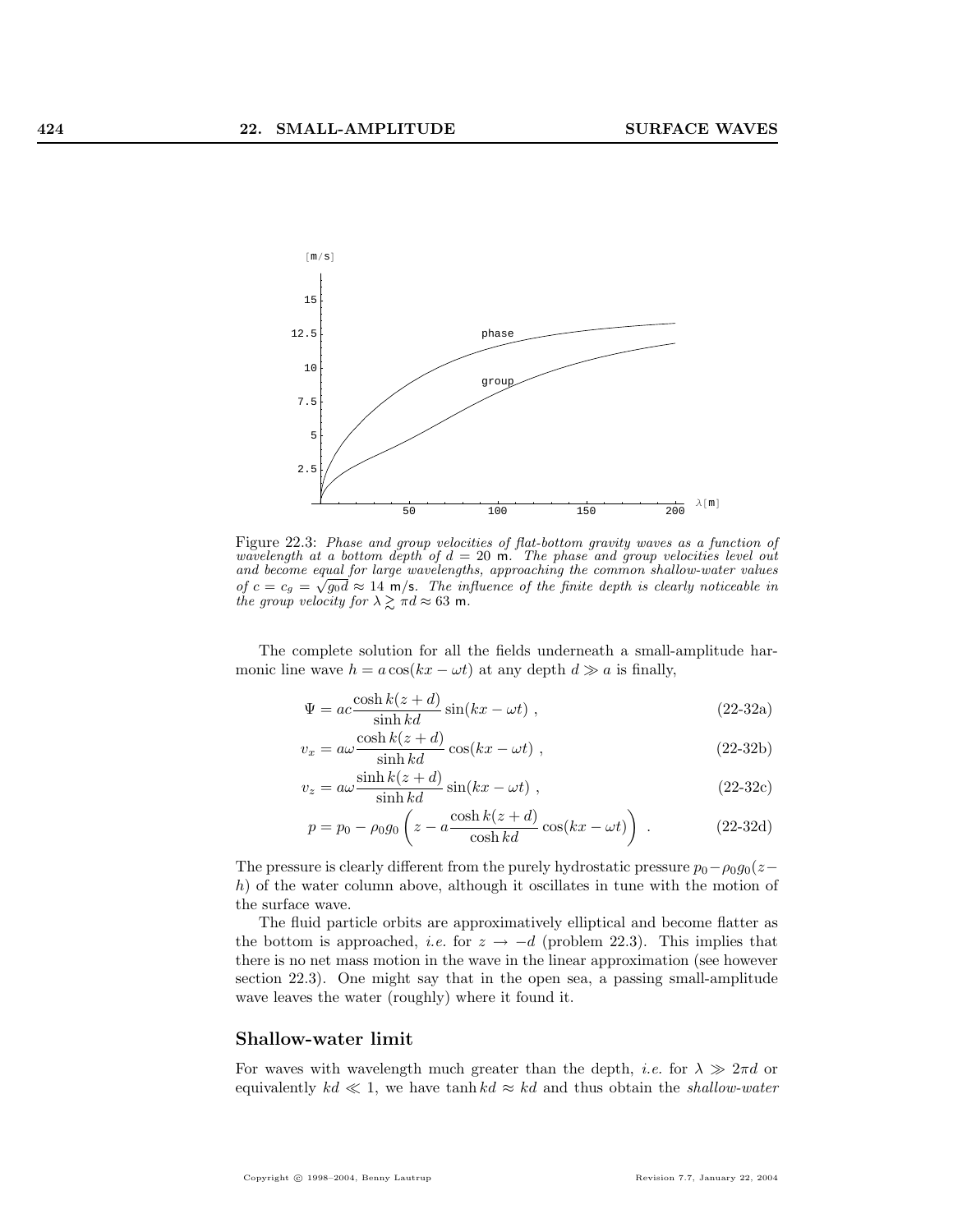Figure 22.3: *Phase and group velocities of flat-bottom gravity waves as a function of wavelength at a bottom depth of $d = 20$ m. The phase and group velocities level out and become equal for large wavelengths, approaching the common shallow-water values of $c = c_g = \sqrt{g_0 d} \approx 14$ m/s. The influence of the finite depth is clearly noticeable in the group velocity for $\lambda \gtrsim \pi d \approx 63$ m.*

The complete solution for all the fields underneath a small-amplitude harmonic line wave $h = a\cos(kx - \omega t)$ at any depth $d \gg a$ is finally,

$$\Psi = ac\frac{\cosh k(z+d)}{\sinh kd}\sin(kx - \omega t) , \tag{22-32a}$$

$$v_x = a\omega\frac{\cosh k(z+d)}{\sinh kd}\cos(kx - \omega t) , \tag{22-32b}$$

$$v_z = a\omega\frac{\sinh k(z+d)}{\sinh kd}\sin(kx - \omega t) , \tag{22-32c}$$

$$p = p_0 - \rho_0 g_0\left(z - a\frac{\cosh k(z+d)}{\cosh kd}\cos(kx - \omega t)\right) . \tag{22-32d}$$

The pressure is clearly different from the purely hydrostatic pressure $p_0 - \rho_0 g_0(z - h)$ of the water column above, although it oscillates in tune with the motion of the surface wave.

The fluid particle orbits are approximatively elliptical and become flatter as the bottom is approached, *i.e.* for $z \to -d$ (problem 22.3). This implies that there is no net mass motion in the wave in the linear approximation (see however section 22.3). One might say that in the open sea, a passing small-amplitude wave leaves the water (roughly) where it found it.

## Shallow-water limit

For waves with wavelength much greater than the depth, *i.e.* for $\lambda \gg 2\pi d$ or equivalently $kd \ll 1$, we have $\tanh kd \approx kd$ and thus obtain the *shallow-water*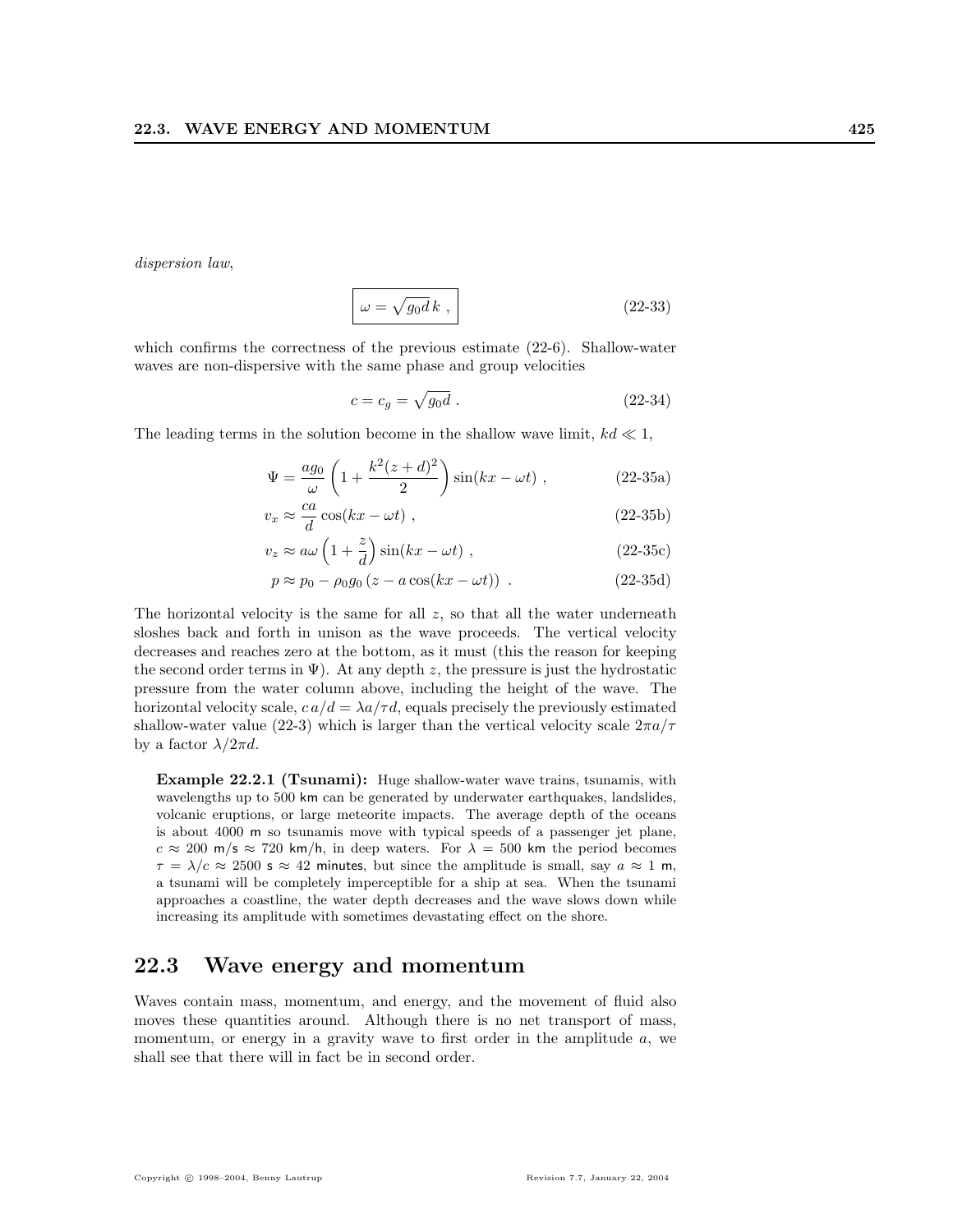*dispersion law*,

$$\boxed{\omega = \sqrt{g_0 d}\, k \ ,} \tag{22-33}$$

which confirms the correctness of the previous estimate (22-6). Shallow-water waves are non-dispersive with the same phase and group velocities

$$c = c_g = \sqrt{g_0 d} \ . \tag{22-34}$$

The leading terms in the solution become in the shallow wave limit, $kd \ll 1$,

$$\Psi = \frac{a g_0}{\omega}\left(1 + \frac{k^2 (z+d)^2}{2}\right)\sin(kx - \omega t) \ , \tag{22-35a}$$

$$v_x \approx \frac{ca}{d}\cos(kx - \omega t) \ , \tag{22-35b}$$

$$v_z \approx a\omega\left(1 + \frac{z}{d}\right)\sin(kx - \omega t) \ , \tag{22-35c}$$

$$p \approx p_0 - \rho_0 g_0 \left(z - a\cos(kx - \omega t)\right) \ . \tag{22-35d}$$

The horizontal velocity is the same for all $z$, so that all the water underneath sloshes back and forth in unison as the wave proceeds. The vertical velocity decreases and reaches zero at the bottom, as it must (this the reason for keeping the second order terms in $\Psi$). At any depth $z$, the pressure is just the hydrostatic pressure from the water column above, including the height of the wave. The horizontal velocity scale, $c\,a/d = \lambda a/\tau d$, equals precisely the previously estimated shallow-water value (22-3) which is larger than the vertical velocity scale $2\pi a/\tau$ by a factor $\lambda/2\pi d$.

**Example 22.2.1 (Tsunami):** Huge shallow-water wave trains, tsunamis, with wavelengths up to 500 km can be generated by underwater earthquakes, landslides, volcanic eruptions, or large meteorite impacts. The average depth of the oceans is about 4000 m so tsunamis move with typical speeds of a passenger jet plane, $c \approx 200$ m/s $\approx 720$ km/h, in deep waters. For $\lambda = 500$ km the period becomes $\tau = \lambda/c \approx 2500$ s $\approx 42$ minutes, but since the amplitude is small, say $a \approx 1$ m, a tsunami will be completely imperceptible for a ship at sea. When the tsunami approaches a coastline, the water depth decreases and the wave slows down while increasing its amplitude with sometimes devastating effect on the shore.

## 22.3 Wave energy and momentum

Waves contain mass, momentum, and energy, and the movement of fluid also moves these quantities around. Although there is no net transport of mass, momentum, or energy in a gravity wave to first order in the amplitude $a$, we shall see that there will in fact be in second order.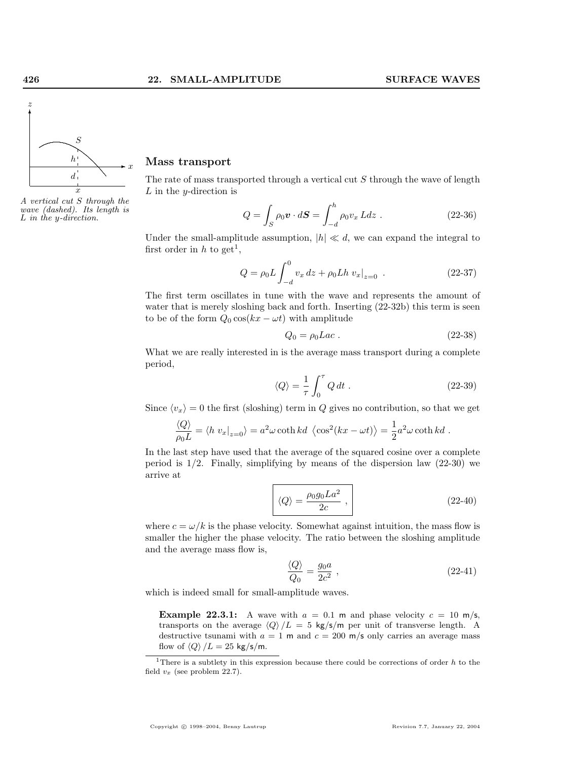A vertical cut $S$ through the wave (dashed). Its length is $L$ in the $y$-direction.

## Mass transport

The rate of mass transported through a vertical cut $S$ through the wave of length $L$ in the $y$-direction is

$$Q = \int_S \rho_0 \boldsymbol{v} \cdot d\boldsymbol{S} = \int_{-d}^{h} \rho_0 v_x \, L dz \; . \tag{22-36}$$

Under the small-amplitude assumption, $|h| \ll d$, we can expand the integral to first order in $h$ to get[1],

$$Q = \rho_0 L \int_{-d}^{0} v_x \, dz + \rho_0 L h \, v_x|_{z=0} \; . \tag{22-37}$$

The first term oscillates in tune with the wave and represents the amount of water that is merely sloshing back and forth. Inserting (22-32b) this term is seen to be of the form $Q_0 \cos(kx - \omega t)$ with amplitude

$$Q_0 = \rho_0 L a c \; . \tag{22-38}$$

What we are really interested in is the average mass transport during a complete period,

$$\langle Q \rangle = \frac{1}{\tau} \int_0^{\tau} Q \, dt \; . \tag{22-39}$$

Since $\langle v_x \rangle = 0$ the first (sloshing) term in $Q$ gives no contribution, so that we get

$$\frac{\langle Q \rangle}{\rho_0 L} = \left\langle h \, v_x|_{z=0} \right\rangle = a^2 \omega \coth kd \, \left\langle \cos^2(kx - \omega t) \right\rangle = \frac{1}{2} a^2 \omega \coth kd \; .$$

In the last step have used that the average of the squared cosine over a complete period is 1/2. Finally, simplifying by means of the dispersion law (22-30) we arrive at

$$\boxed{\langle Q \rangle = \frac{\rho_0 g_0 L a^2}{2c}} \; , \tag{22-40}$$

where $c = \omega/k$ is the phase velocity. Somewhat against intuition, the mass flow is smaller the higher the phase velocity. The ratio between the sloshing amplitude and the average mass flow is,

$$\frac{\langle Q \rangle}{Q_0} = \frac{g_0 a}{2c^2} \; , \tag{22-41}$$

which is indeed small for small-amplitude waves.

> **Example 22.3.1:** A wave with $a = 0.1$ m and phase velocity $c = 10$ m/s, transports on the average $\langle Q \rangle / L = 5$ kg/s/m per unit of transverse length. A destructive tsunami with $a = 1$ m and $c = 200$ m/s only carries an average mass flow of $\langle Q \rangle / L = 25$ kg/s/m.

[1] There is a subtlety in this expression because there could be corrections of order $h$ to the field $v_x$ (see problem 22.7).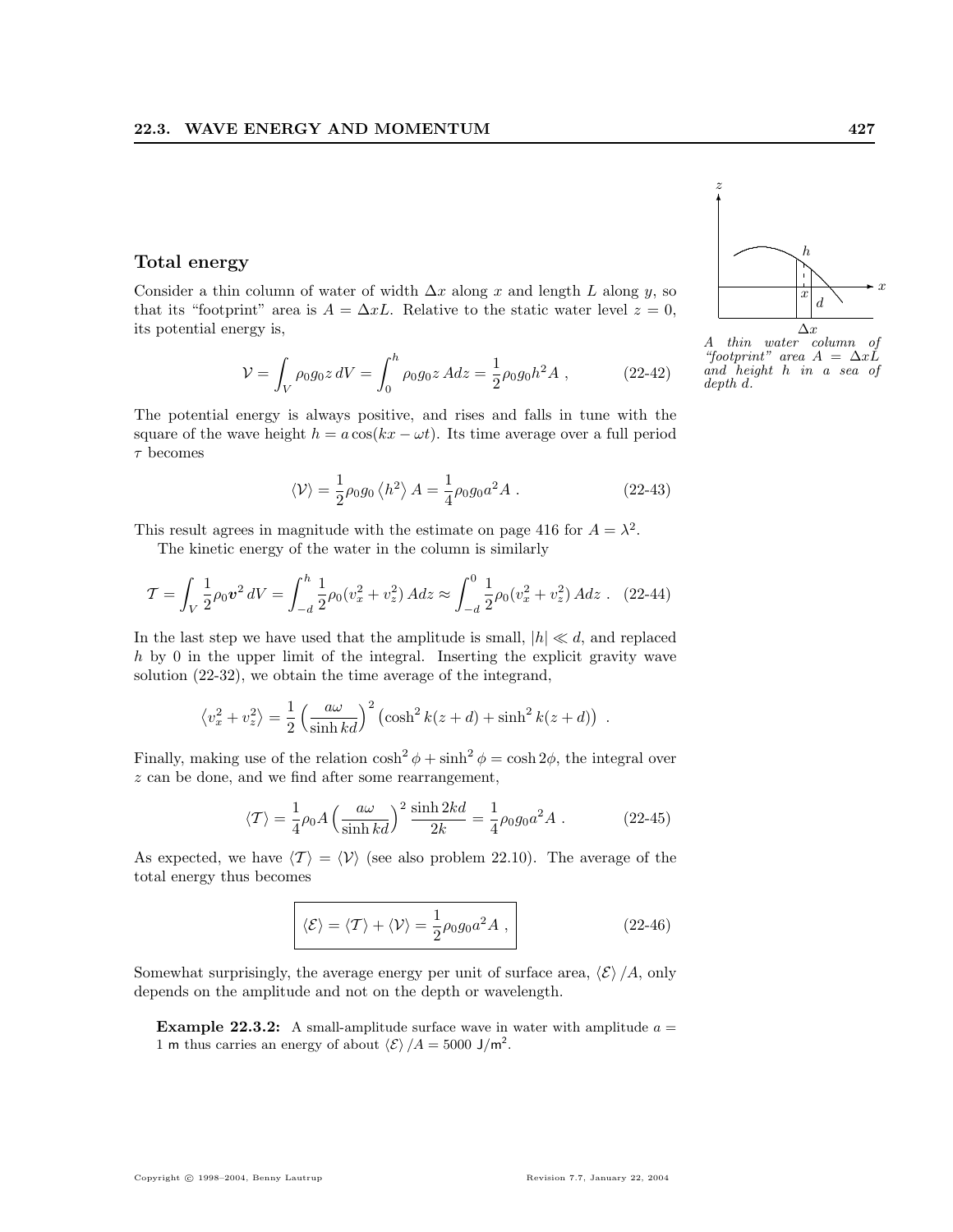## Total energy

Consider a thin column of water of width $\Delta x$ along $x$ and length $L$ along $y$, so that its "footprint" area is $A = \Delta x L$. Relative to the static water level $z = 0$, its potential energy is,

$$\mathcal{V} = \int_V \rho_0 g_0 z \, dV = \int_0^h \rho_0 g_0 z \, A dz = \frac{1}{2}\rho_0 g_0 h^2 A \ , \tag{22-42}$$

*A thin water column of "footprint" area $A = \Delta x L$ and height $h$ in a sea of depth $d$.*

The potential energy is always positive, and rises and falls in tune with the square of the wave height $h = a\cos(kx - \omega t)$. Its time average over a full period $\tau$ becomes

$$\langle \mathcal{V} \rangle = \frac{1}{2}\rho_0 g_0 \left\langle h^2 \right\rangle A = \frac{1}{4}\rho_0 g_0 a^2 A \ . \tag{22-43}$$

This result agrees in magnitude with the estimate on page 416 for $A = \lambda^2$.

The kinetic energy of the water in the column is similarly

$$\mathcal{T} = \int_V \frac{1}{2}\rho_0 \boldsymbol{v}^2 \, dV = \int_{-d}^h \frac{1}{2}\rho_0 (v_x^2 + v_z^2) \, A dz \approx \int_{-d}^0 \frac{1}{2}\rho_0 (v_x^2 + v_z^2) \, A dz \ . \tag{22-44}$$

In the last step we have used that the amplitude is small, $|h| \ll d$, and replaced $h$ by 0 in the upper limit of the integral. Inserting the explicit gravity wave solution (22-32), we obtain the time average of the integrand,

$$\left\langle v_x^2 + v_z^2 \right\rangle = \frac{1}{2}\left(\frac{a\omega}{\sinh kd}\right)^2 \left(\cosh^2 k(z+d) + \sinh^2 k(z+d)\right) \ .$$

Finally, making use of the relation $\cosh^2\phi + \sinh^2\phi = \cosh 2\phi$, the integral over $z$ can be done, and we find after some rearrangement,

$$\langle \mathcal{T} \rangle = \frac{1}{4}\rho_0 A \left(\frac{a\omega}{\sinh kd}\right)^2 \frac{\sinh 2kd}{2k} = \frac{1}{4}\rho_0 g_0 a^2 A \ . \tag{22-45}$$

As expected, we have $\langle \mathcal{T} \rangle = \langle \mathcal{V} \rangle$ (see also problem 22.10). The average of the total energy thus becomes

$$\boxed{\langle \mathcal{E} \rangle = \langle \mathcal{T} \rangle + \langle \mathcal{V} \rangle = \frac{1}{2}\rho_0 g_0 a^2 A \ ,} \tag{22-46}$$

Somewhat surprisingly, the average energy per unit of surface area, $\langle \mathcal{E} \rangle / A$, only depends on the amplitude and not on the depth or wavelength.

> **Example 22.3.2:** A small-amplitude surface wave in water with amplitude $a = 1$ m thus carries an energy of about $\langle \mathcal{E} \rangle / A = 5000$ J/m$^2$.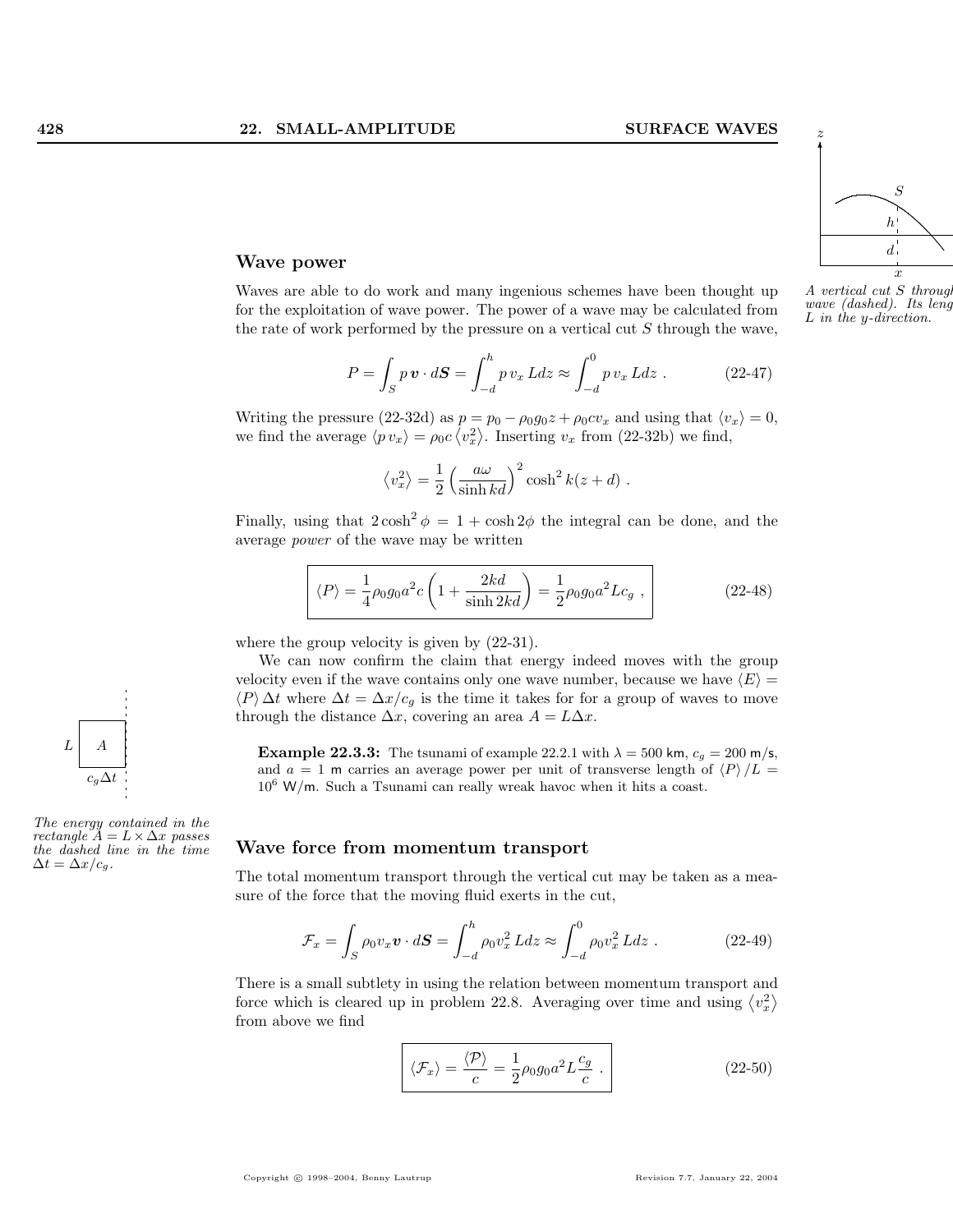## Wave power

Waves are able to do work and many ingenious schemes have been thought up for the exploitation of wave power. The power of a wave may be calculated from the rate of work performed by the pressure on a vertical cut $S$ through the wave,

$$P = \int_S p\, \boldsymbol{v} \cdot d\boldsymbol{S} = \int_{-d}^{h} p\, v_x\, L dz \approx \int_{-d}^{0} p\, v_x\, L dz \ . \tag{22-47}$$

*A vertical cut $S$ through the wave (dashed). Its length is $L$ in the $y$-direction.*

Writing the pressure (22-32d) as $p = p_0 - \rho_0 g_0 z + \rho_0 c v_x$ and using that $\langle v_x \rangle = 0$, we find the average $\langle p\, v_x \rangle = \rho_0 c \left\langle v_x^2 \right\rangle$. Inserting $v_x$ from (22-32b) we find,

$$\left\langle v_x^2 \right\rangle = \frac{1}{2} \left( \frac{a\omega}{\sinh kd} \right)^2 \cosh^2 k(z+d) \ .$$

Finally, using that $2\cosh^2\phi = 1 + \cosh 2\phi$ the integral can be done, and the average *power* of the wave may be written

$$\langle P \rangle = \frac{1}{4} \rho_0 g_0 a^2 c \left( 1 + \frac{2kd}{\sinh 2kd} \right) = \frac{1}{2} \rho_0 g_0 a^2 L c_g \ , \tag{22-48}$$

where the group velocity is given by (22-31).

We can now confirm the claim that energy indeed moves with the group velocity even if the wave contains only one wave number, because we have $\langle E \rangle = \langle P \rangle \Delta t$ where $\Delta t = \Delta x / c_g$ is the time it takes for for a group of waves to move through the distance $\Delta x$, covering an area $A = L\Delta x$.

*The energy contained in the rectangle $A = L \times \Delta x$ passes the dashed line in the time $\Delta t = \Delta x / c_g$.*

**Example 22.3.3:** The tsunami of example 22.2.1 with $\lambda = 500$ km, $c_g = 200$ m/s, and $a = 1$ m carries an average power per unit of transverse length of $\langle P \rangle / L = 10^6$ W/m. Such a Tsunami can really wreak havoc when it hits a coast.

## Wave force from momentum transport

The total momentum transport through the vertical cut may be taken as a measure of the force that the moving fluid exerts in the cut,

$$\mathcal{F}_x = \int_S \rho_0 v_x \boldsymbol{v} \cdot d\boldsymbol{S} = \int_{-d}^{h} \rho_0 v_x^2\, L dz \approx \int_{-d}^{0} \rho_0 v_x^2\, L dz \ . \tag{22-49}$$

There is a small subtlety in using the relation between momentum transport and force which is cleared up in problem 22.8. Averaging over time and using $\left\langle v_x^2 \right\rangle$ from above we find

$$\langle \mathcal{F}_x \rangle = \frac{\langle \mathcal{P} \rangle}{c} = \frac{1}{2} \rho_0 g_0 a^2 L \frac{c_g}{c} \ . \tag{22-50}$$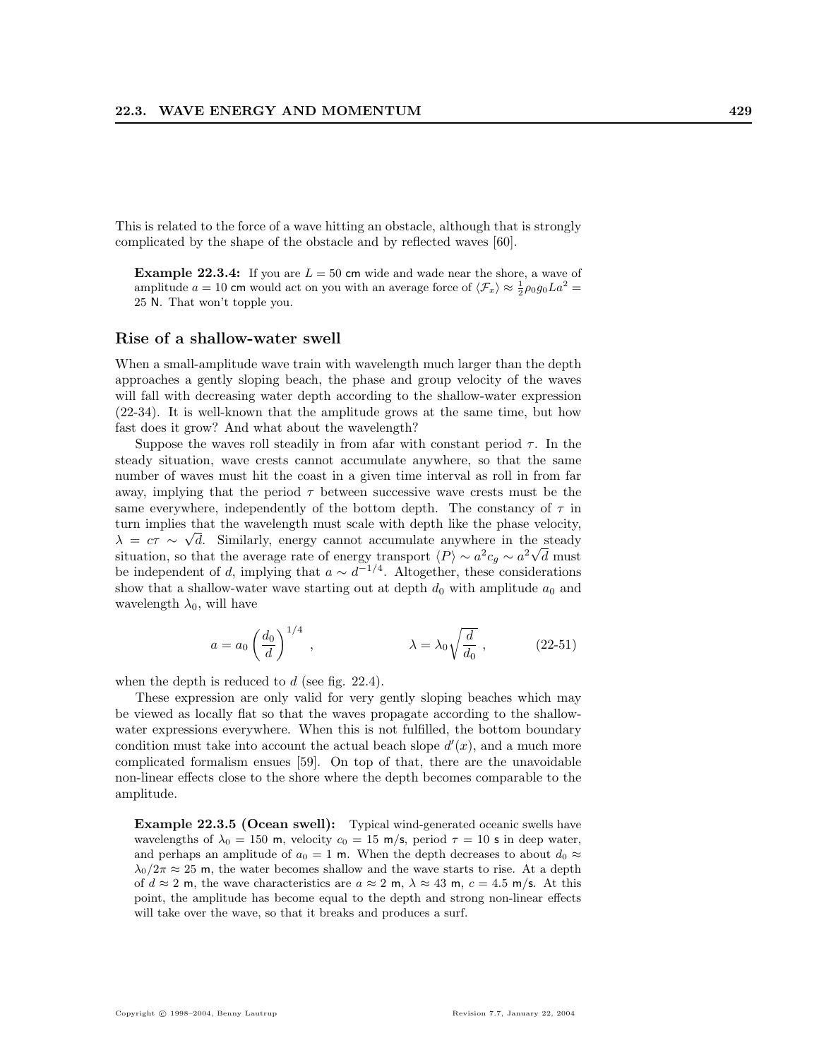This is related to the force of a wave hitting an obstacle, although that is strongly complicated by the shape of the obstacle and by reflected waves [60].

**Example 22.3.4:** If you are $L = 50$ cm wide and wade near the shore, a wave of amplitude $a = 10$ cm would act on you with an average force of $\langle \mathcal{F}_x \rangle \approx \frac{1}{2}\rho_0 g_0 L a^2 = 25$ N. That won't topple you.

### Rise of a shallow-water swell

When a small-amplitude wave train with wavelength much larger than the depth approaches a gently sloping beach, the phase and group velocity of the waves will fall with decreasing water depth according to the shallow-water expression (22-34). It is well-known that the amplitude grows at the same time, but how fast does it grow? And what about the wavelength?

Suppose the waves roll steadily in from afar with constant period $\tau$. In the steady situation, wave crests cannot accumulate anywhere, so that the same number of waves must hit the coast in a given time interval as roll in from far away, implying that the period $\tau$ between successive wave crests must be the same everywhere, independently of the bottom depth. The constancy of $\tau$ in turn implies that the wavelength must scale with depth like the phase velocity, $\lambda = c\tau \sim \sqrt{d}$. Similarly, energy cannot accumulate anywhere in the steady situation, so that the average rate of energy transport $\langle P \rangle \sim a^2 c_g \sim a^2 \sqrt{d}$ must be independent of $d$, implying that $a \sim d^{-1/4}$. Altogether, these considerations show that a shallow-water wave starting out at depth $d_0$ with amplitude $a_0$ and wavelength $\lambda_0$, will have

$$a = a_0 \left(\frac{d_0}{d}\right)^{1/4}, \qquad\qquad \lambda = \lambda_0 \sqrt{\frac{d}{d_0}}, \qquad (22\text{-}51)$$

when the depth is reduced to $d$ (see fig. 22.4).

These expression are only valid for very gently sloping beaches which may be viewed as locally flat so that the waves propagate according to the shallow-water expressions everywhere. When this is not fulfilled, the bottom boundary condition must take into account the actual beach slope $d'(x)$, and a much more complicated formalism ensues [59]. On top of that, there are the unavoidable non-linear effects close to the shore where the depth becomes comparable to the amplitude.

**Example 22.3.5 (Ocean swell):** Typical wind-generated oceanic swells have wavelengths of $\lambda_0 = 150$ m, velocity $c_0 = 15$ m/s, period $\tau = 10$ s in deep water, and perhaps an amplitude of $a_0 = 1$ m. When the depth decreases to about $d_0 \approx \lambda_0/2\pi \approx 25$ m, the water becomes shallow and the wave starts to rise. At a depth of $d \approx 2$ m, the wave characteristics are $a \approx 2$ m, $\lambda \approx 43$ m, $c = 4.5$ m/s. At this point, the amplitude has become equal to the depth and strong non-linear effects will take over the wave, so that it breaks and produces a surf.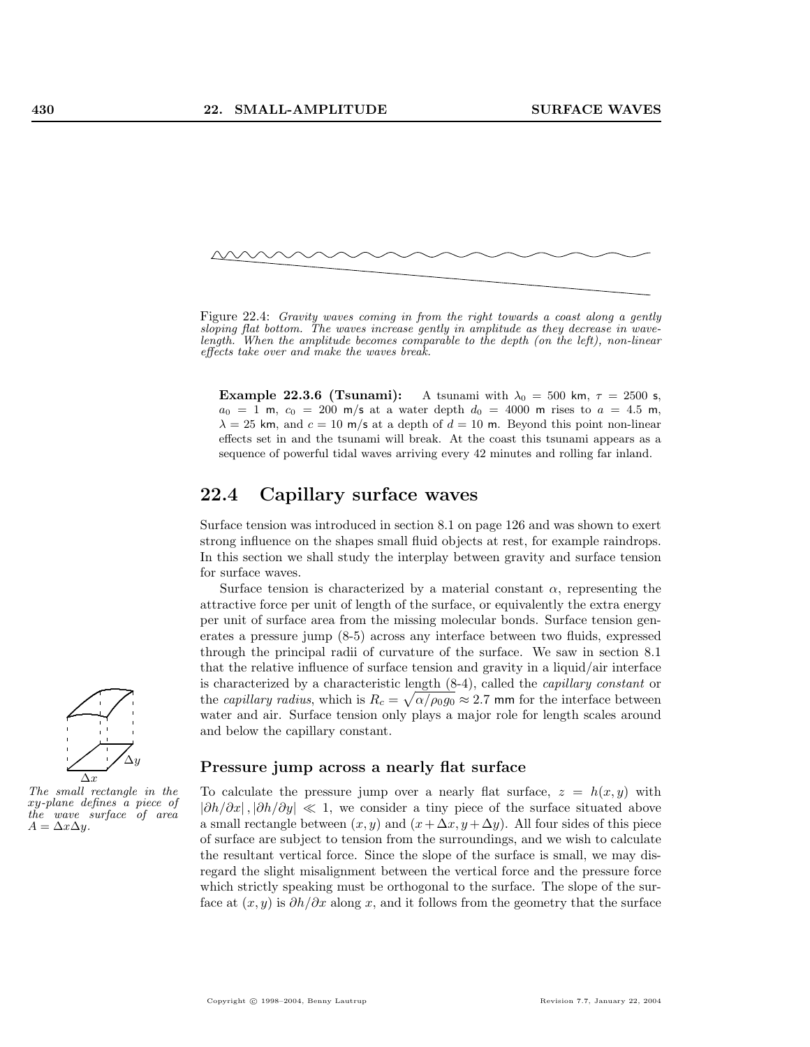Figure 22.4: *Gravity waves coming in from the right towards a coast along a gently sloping flat bottom. The waves increase gently in amplitude as they decrease in wavelength. When the amplitude becomes comparable to the depth (on the left), non-linear effects take over and make the waves break.*

**Example 22.3.6 (Tsunami):** A tsunami with $\lambda_0 = 500$ km, $\tau = 2500$ s, $a_0 = 1$ m, $c_0 = 200$ m/s at a water depth $d_0 = 4000$ m rises to $a = 4.5$ m, $\lambda = 25$ km, and $c = 10$ m/s at a depth of $d = 10$ m. Beyond this point non-linear effects set in and the tsunami will break. At the coast this tsunami appears as a sequence of powerful tidal waves arriving every 42 minutes and rolling far inland.

## 22.4 Capillary surface waves

Surface tension was introduced in section 8.1 on page 126 and was shown to exert strong influence on the shapes small fluid objects at rest, for example raindrops. In this section we shall study the interplay between gravity and surface tension for surface waves.

Surface tension is characterized by a material constant $\alpha$, representing the attractive force per unit of length of the surface, or equivalently the extra energy per unit of surface area from the missing molecular bonds. Surface tension generates a pressure jump (8-5) across any interface between two fluids, expressed through the principal radii of curvature of the surface. We saw in section 8.1 that the relative influence of surface tension and gravity in a liquid/air interface is characterized by a characteristic length (8-4), called the *capillary constant* or the *capillary radius*, which is $R_c = \sqrt{\alpha/\rho_0 g_0} \approx 2.7$ mm for the interface between water and air. Surface tension only plays a major role for length scales around and below the capillary constant.

### Pressure jump across a nearly flat surface

*The small rectangle in the xy-plane defines a piece of the wave surface of area $A = \Delta x \Delta y$.*

To calculate the pressure jump over a nearly flat surface, $z = h(x, y)$ with $|\partial h/\partial x|, |\partial h/\partial y| \ll 1$, we consider a tiny piece of the surface situated above a small rectangle between $(x, y)$ and $(x + \Delta x, y + \Delta y)$. All four sides of this piece of surface are subject to tension from the surroundings, and we wish to calculate the resultant vertical force. Since the slope of the surface is small, we may disregard the slight misalignment between the vertical force and the pressure force which strictly speaking must be orthogonal to the surface. The slope of the surface at $(x, y)$ is $\partial h/\partial x$ along $x$, and it follows from the geometry that the surface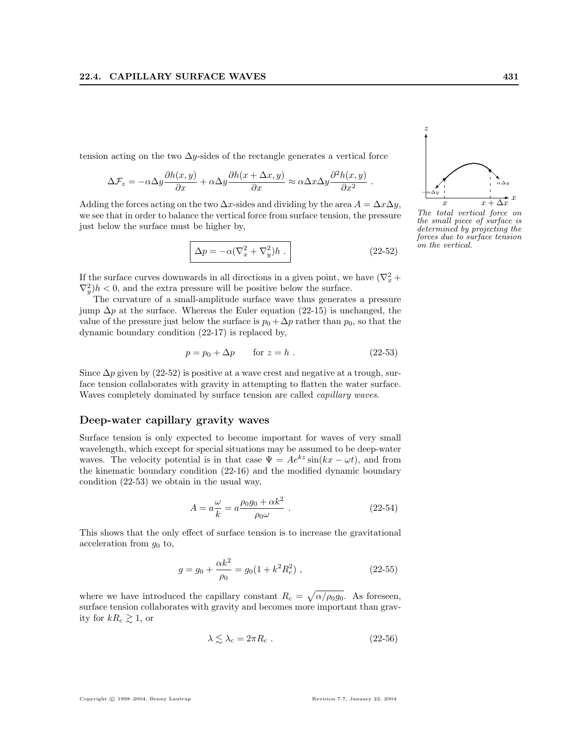tension acting on the two $\Delta y$-sides of the rectangle generates a vertical force

$$\Delta \mathcal{F}_z = -\alpha \Delta y \frac{\partial h(x,y)}{\partial x} + \alpha \Delta y \frac{\partial h(x+\Delta x, y)}{\partial x} \approx \alpha \Delta x \Delta y \frac{\partial^2 h(x,y)}{\partial x^2} .$$

*The total vertical force on the small piece of surface is determined by projecting the forces due to surface tension on the vertical.*

Adding the forces acting on the two $\Delta x$-sides and dividing by the area $A = \Delta x \Delta y$, we see that in order to balance the vertical force from surface tension, the pressure just below the surface must be higher by,

$$\boxed{\Delta p = -\alpha(\nabla_x^2 + \nabla_y^2) h \ .} \tag{22-52}$$

If the surface curves downwards in all directions in a given point, we have $(\nabla_x^2 + \nabla_y^2)h < 0$, and the extra pressure will be positive below the surface.

The curvature of a small-amplitude surface wave thus generates a pressure jump $\Delta p$ at the surface. Whereas the Euler equation (22-15) is unchanged, the value of the pressure just below the surface is $p_0 + \Delta p$ rather than $p_0$, so that the dynamic boundary condition (22-17) is replaced by,

$$p = p_0 + \Delta p \qquad \text{for } z = h \ . \tag{22-53}$$

Since $\Delta p$ given by (22-52) is positive at a wave crest and negative at a trough, surface tension collaborates with gravity in attempting to flatten the water surface. Waves completely dominated by surface tension are called *capillary waves*.

### Deep-water capillary gravity waves

Surface tension is only expected to become important for waves of very small wavelength, which except for special situations may be assumed to be deep-water waves. The velocity potential is in that case $\Psi = Ae^{kz}\sin(kx - \omega t)$, and from the kinematic boundary condition (22-16) and the modified dynamic boundary condition (22-53) we obtain in the usual way,

$$A = a\frac{\omega}{k} = a\frac{\rho_0 g_0 + \alpha k^2}{\rho_0 \omega} \ . \tag{22-54}$$

This shows that the only effect of surface tension is to increase the gravitational acceleration from $g_0$ to,

$$g = g_0 + \frac{\alpha k^2}{\rho_0} = g_0(1 + k^2 R_c^2) \ , \tag{22-55}$$

where we have introduced the capillary constant $R_c = \sqrt{\alpha/\rho_0 g_0}$. As foreseen, surface tension collaborates with gravity and becomes more important than gravity for $kR_c \gtrsim 1$, or

$$\lambda \lesssim \lambda_c = 2\pi R_c \ . \tag{22-56}$$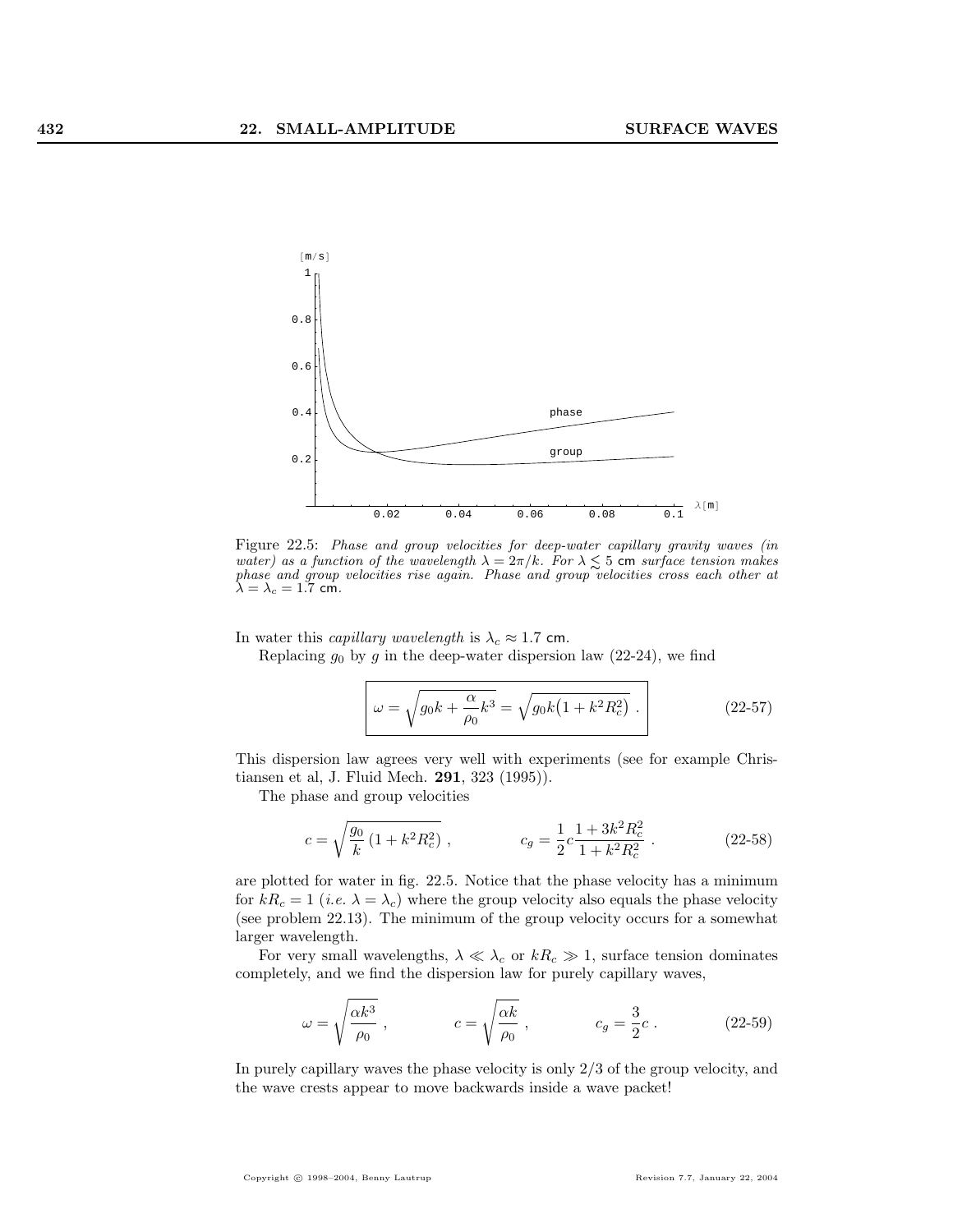Figure 22.5: *Phase and group velocities for deep-water capillary gravity waves (in water) as a function of the wavelength $\lambda = 2\pi/k$. For $\lambda \lesssim 5$ cm surface tension makes phase and group velocities rise again. Phase and group velocities cross each other at $\lambda = \lambda_c = 1.7$ cm.*

In water this *capillary wavelength* is $\lambda_c \approx 1.7$ cm.

Replacing $g_0$ by $g$ in the deep-water dispersion law (22-24), we find

$$\boxed{\omega = \sqrt{g_0 k + \frac{\alpha}{\rho_0} k^3} = \sqrt{g_0 k \big(1 + k^2 R_c^2\big)}\ .} \tag{22-57}$$

This dispersion law agrees very well with experiments (see for example Christiansen et al, J. Fluid Mech. **291**, 323 (1995)).

The phase and group velocities

$$c = \sqrt{\frac{g_0}{k}\left(1 + k^2 R_c^2\right)}\ , \qquad\qquad c_g = \frac{1}{2} c \frac{1 + 3k^2 R_c^2}{1 + k^2 R_c^2}\ . \tag{22-58}$$

are plotted for water in fig. 22.5. Notice that the phase velocity has a minimum for $kR_c = 1$ (*i.e.* $\lambda = \lambda_c$) where the group velocity also equals the phase velocity (see problem 22.13). The minimum of the group velocity occurs for a somewhat larger wavelength.

For very small wavelengths, $\lambda \ll \lambda_c$ or $kR_c \gg 1$, surface tension dominates completely, and we find the dispersion law for purely capillary waves,

$$\omega = \sqrt{\frac{\alpha k^3}{\rho_0}}\ , \qquad\qquad c = \sqrt{\frac{\alpha k}{\rho_0}}\ , \qquad\qquad c_g = \frac{3}{2} c\ . \tag{22-59}$$

In purely capillary waves the phase velocity is only 2/3 of the group velocity, and the wave crests appear to move backwards inside a wave packet!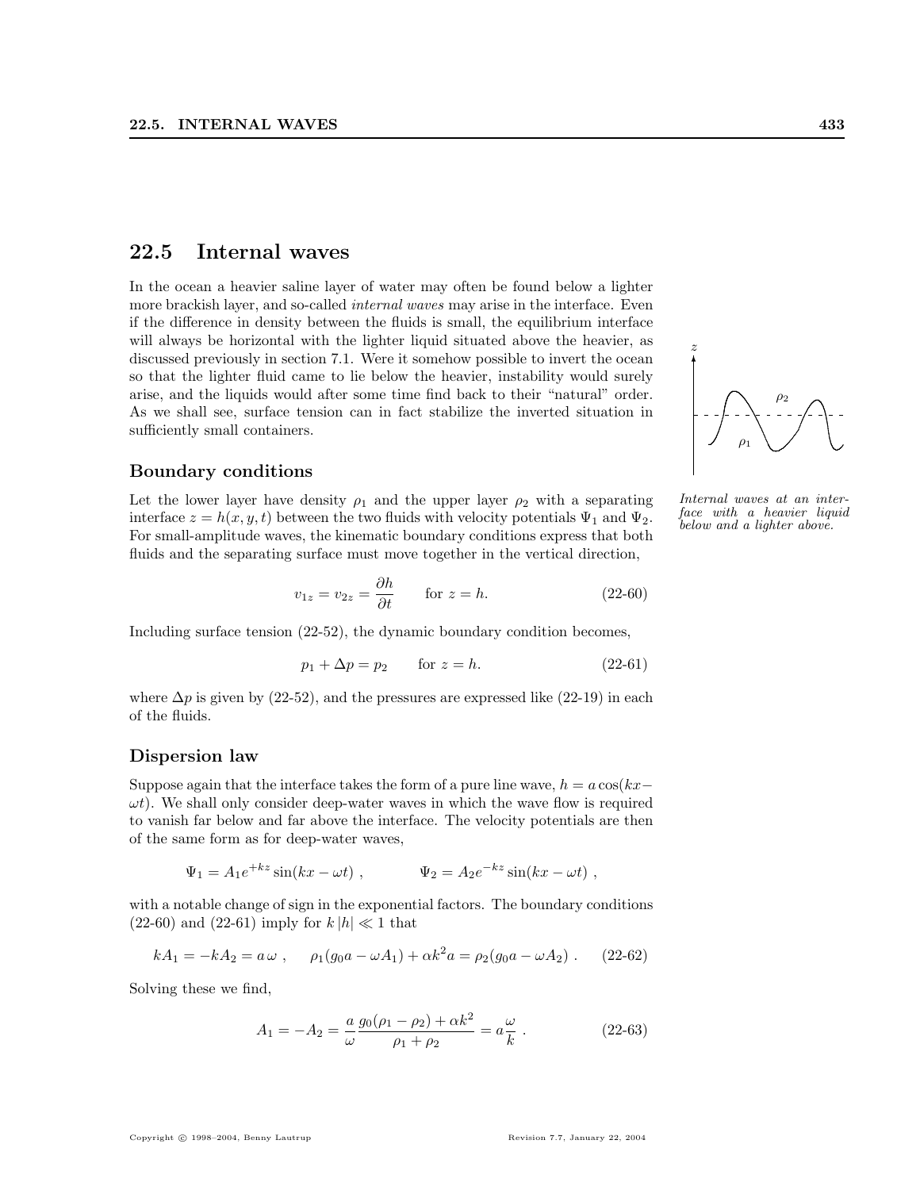## 22.5 Internal waves

In the ocean a heavier saline layer of water may often be found below a lighter more brackish layer, and so-called *internal waves* may arise in the interface. Even if the difference in density between the fluids is small, the equilibrium interface will always be horizontal with the lighter liquid situated above the heavier, as discussed previously in section 7.1. Were it somehow possible to invert the ocean so that the lighter fluid came to lie below the heavier, instability would surely arise, and the liquids would after some time find back to their "natural" order. As we shall see, surface tension can in fact stabilize the inverted situation in sufficiently small containers.

*Internal waves at an interface with a heavier liquid below and a lighter above.*

### Boundary conditions

Let the lower layer have density $\rho_1$ and the upper layer $\rho_2$ with a separating interface $z = h(x, y, t)$ between the two fluids with velocity potentials $\Psi_1$ and $\Psi_2$. For small-amplitude waves, the kinematic boundary conditions express that both fluids and the separating surface must move together in the vertical direction,

$$v_{1z} = v_{2z} = \frac{\partial h}{\partial t} \qquad \text{for } z = h. \tag{22-60}$$

Including surface tension (22-52), the dynamic boundary condition becomes,

$$p_1 + \Delta p = p_2 \qquad \text{for } z = h. \tag{22-61}$$

where $\Delta p$ is given by (22-52), and the pressures are expressed like (22-19) in each of the fluids.

### Dispersion law

Suppose again that the interface takes the form of a pure line wave, $h = a\cos(kx - \omega t)$. We shall only consider deep-water waves in which the wave flow is required to vanish far below and far above the interface. The velocity potentials are then of the same form as for deep-water waves,

$$\Psi_1 = A_1 e^{+kz} \sin(kx - \omega t) \;, \qquad\qquad \Psi_2 = A_2 e^{-kz} \sin(kx - \omega t) \;,$$

with a notable change of sign in the exponential factors. The boundary conditions (22-60) and (22-61) imply for $k\,|h| \ll 1$ that

$$kA_1 = -kA_2 = a\,\omega \;, \qquad \rho_1(g_0 a - \omega A_1) + \alpha k^2 a = \rho_2(g_0 a - \omega A_2) \;. \tag{22-62}$$

Solving these we find,

$$A_1 = -A_2 = \frac{a}{\omega}\frac{g_0(\rho_1 - \rho_2) + \alpha k^2}{\rho_1 + \rho_2} = a\frac{\omega}{k} \;. \tag{22-63}$$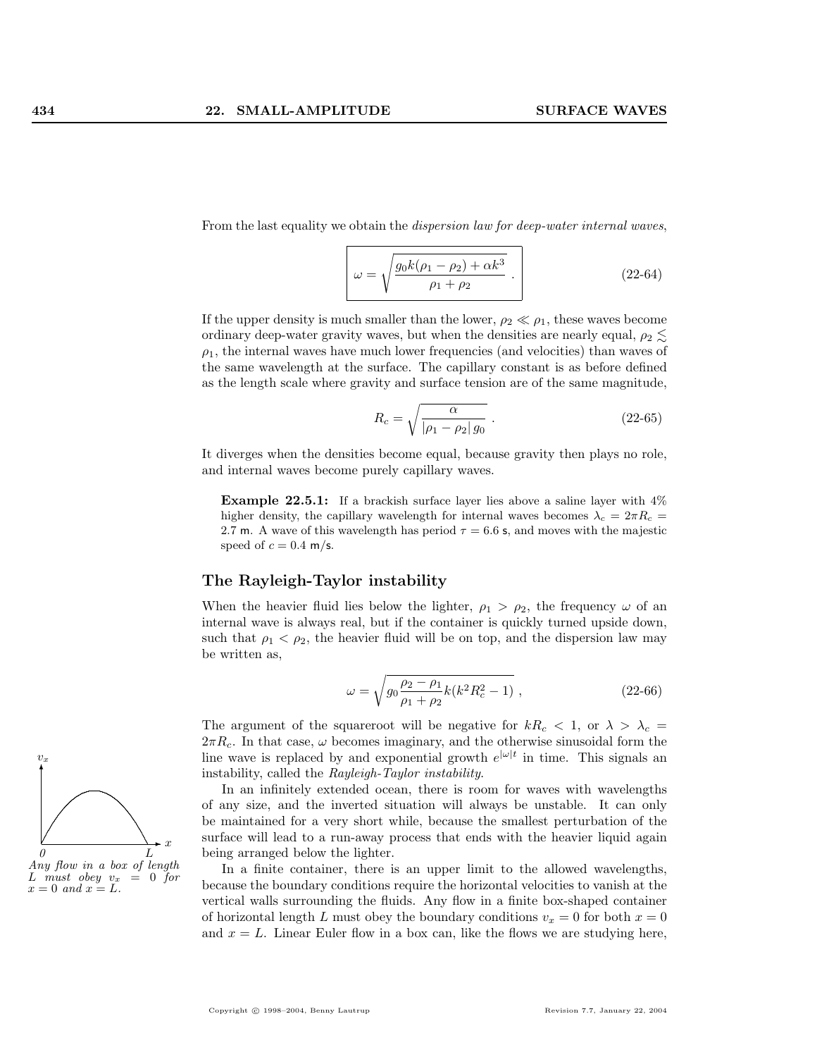From the last equality we obtain the *dispersion law for deep-water internal waves*,

$$\omega = \sqrt{\frac{g_0 k(\rho_1 - \rho_2) + \alpha k^3}{\rho_1 + \rho_2}} \ . \tag{22-64}$$

If the upper density is much smaller than the lower, $\rho_2 \ll \rho_1$, these waves become ordinary deep-water gravity waves, but when the densities are nearly equal, $\rho_2 \lesssim \rho_1$, the internal waves have much lower frequencies (and velocities) than waves of the same wavelength at the surface. The capillary constant is as before defined as the length scale where gravity and surface tension are of the same magnitude,

$$R_c = \sqrt{\frac{\alpha}{|\rho_1 - \rho_2| \, g_0}} \ . \tag{22-65}$$

It diverges when the densities become equal, because gravity then plays no role, and internal waves become purely capillary waves.

> **Example 22.5.1:** If a brackish surface layer lies above a saline layer with 4% higher density, the capillary wavelength for internal waves becomes $\lambda_c = 2\pi R_c = 2.7$ m. A wave of this wavelength has period $\tau = 6.6$ s, and moves with the majestic speed of $c = 0.4$ m/s.

## The Rayleigh-Taylor instability

When the heavier fluid lies below the lighter, $\rho_1 > \rho_2$, the frequency $\omega$ of an internal wave is always real, but if the container is quickly turned upside down, such that $\rho_1 < \rho_2$, the heavier fluid will be on top, and the dispersion law may be written as,

$$\omega = \sqrt{g_0 \frac{\rho_2 - \rho_1}{\rho_1 + \rho_2} k(k^2 R_c^2 - 1)} \ , \tag{22-66}$$

The argument of the squareroot will be negative for $kR_c < 1$, or $\lambda > \lambda_c = 2\pi R_c$. In that case, $\omega$ becomes imaginary, and the otherwise sinusoidal form the line wave is replaced by and exponential growth $e^{|\omega| t}$ in time. This signals an instability, called the *Rayleigh-Taylor instability*.

In an infinitely extended ocean, there is room for waves with wavelengths of any size, and the inverted situation will always be unstable. It can only be maintained for a very short while, because the smallest perturbation of the surface will lead to a run-away process that ends with the heavier liquid again being arranged below the lighter.

*Any flow in a box of length $L$ must obey $v_x = 0$ for $x = 0$ and $x = L$.*

In a finite container, there is an upper limit to the allowed wavelengths, because the boundary conditions require the horizontal velocities to vanish at the vertical walls surrounding the fluids. Any flow in a finite box-shaped container of horizontal length $L$ must obey the boundary conditions $v_x = 0$ for both $x = 0$ and $x = L$. Linear Euler flow in a box can, like the flows we are studying here,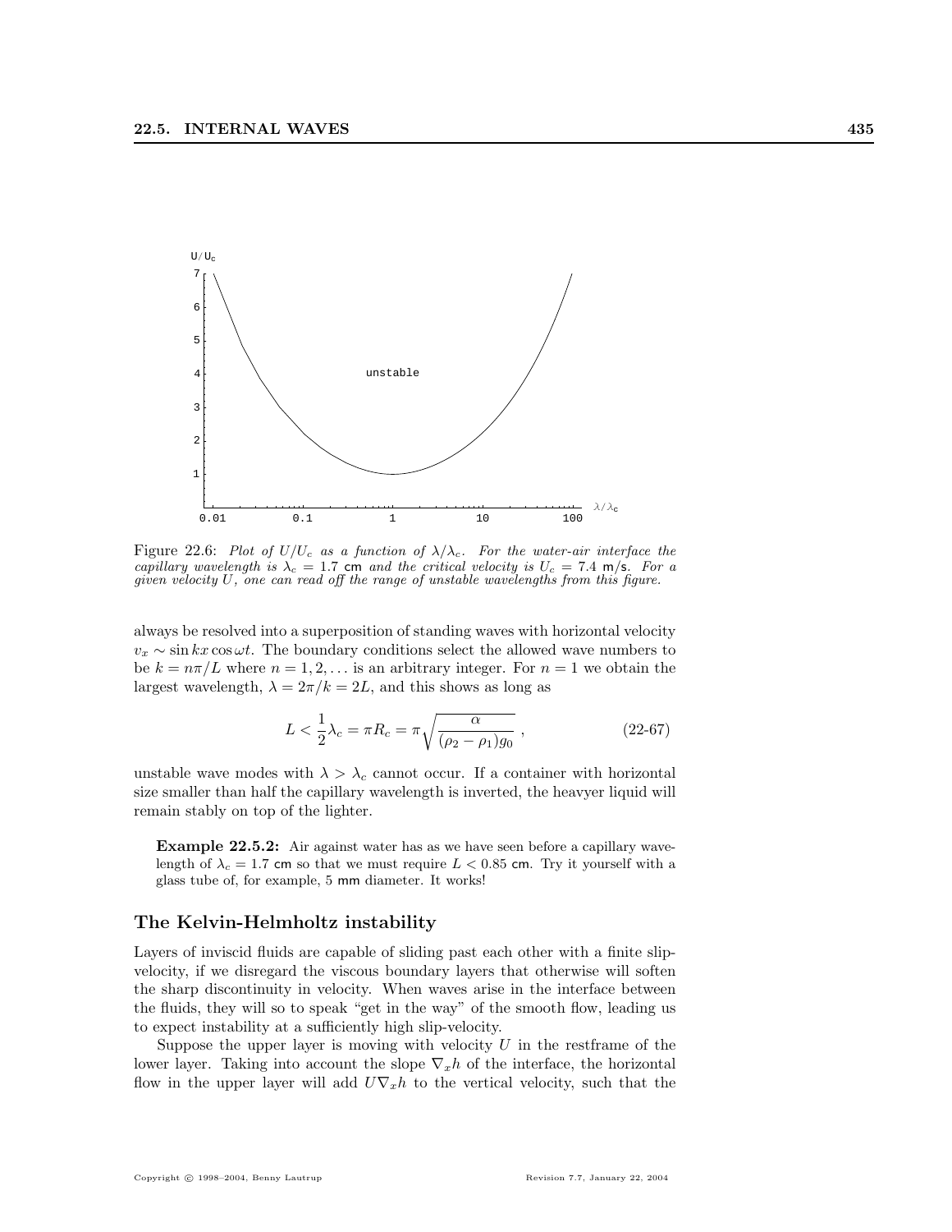Figure 22.6: *Plot of $U/U_c$ as a function of $\lambda/\lambda_c$. For the water-air interface the capillary wavelength is $\lambda_c = 1.7$ cm and the critical velocity is $U_c = 7.4$ m/s. For a given velocity $U$, one can read off the range of unstable wavelengths from this figure.*

always be resolved into a superposition of standing waves with horizontal velocity $v_x \sim \sin kx \cos \omega t$. The boundary conditions select the allowed wave numbers to be $k = n\pi/L$ where $n = 1, 2, \dots$ is an arbitrary integer. For $n = 1$ we obtain the largest wavelength, $\lambda = 2\pi/k = 2L$, and this shows as long as

$$L < \frac{1}{2}\lambda_c = \pi R_c = \pi\sqrt{\frac{\alpha}{(\rho_2 - \rho_1)g_0}}\,, \tag{22-67}$$

unstable wave modes with $\lambda > \lambda_c$ cannot occur. If a container with horizontal size smaller than half the capillary wavelength is inverted, the heavyer liquid will remain stably on top of the lighter.

**Example 22.5.2:** Air against water has as we have seen before a capillary wavelength of $\lambda_c = 1.7$ cm so that we must require $L < 0.85$ cm. Try it yourself with a glass tube of, for example, 5 mm diameter. It works!

## The Kelvin-Helmholtz instability

Layers of inviscid fluids are capable of sliding past each other with a finite slip-velocity, if we disregard the viscous boundary layers that otherwise will soften the sharp discontinuity in velocity. When waves arise in the interface between the fluids, they will so to speak "get in the way" of the smooth flow, leading us to expect instability at a sufficiently high slip-velocity.

Suppose the upper layer is moving with velocity $U$ in the restframe of the lower layer. Taking into account the slope $\nabla_x h$ of the interface, the horizontal flow in the upper layer will add $U\nabla_x h$ to the vertical velocity, such that the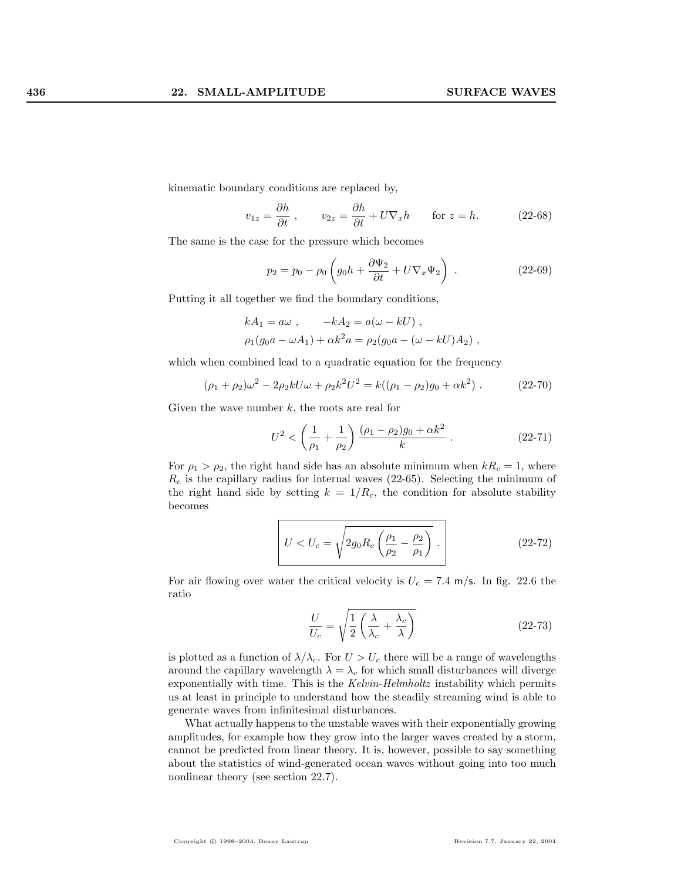kinematic boundary conditions are replaced by,

$$v_{1z} = \frac{\partial h}{\partial t} , \qquad v_{2z} = \frac{\partial h}{\partial t} + U\nabla_x h \qquad \text{for } z = h. \tag{22-68}$$

The same is the case for the pressure which becomes

$$p_2 = p_0 - \rho_0 \left( g_0 h + \frac{\partial \Psi_2}{\partial t} + U\nabla_x \Psi_2 \right) . \tag{22-69}$$

Putting it all together we find the boundary conditions,

$$kA_1 = a\omega , \qquad -kA_2 = a(\omega - kU) ,$$
$$\rho_1(g_0 a - \omega A_1) + \alpha k^2 a = \rho_2(g_0 a - (\omega - kU)A_2) ,$$

which when combined lead to a quadratic equation for the frequency

$$(\rho_1 + \rho_2)\omega^2 - 2\rho_2 kU\omega + \rho_2 k^2 U^2 = k((\rho_1 - \rho_2)g_0 + \alpha k^2) . \tag{22-70}$$

Given the wave number $k$, the roots are real for

$$U^2 < \left( \frac{1}{\rho_1} + \frac{1}{\rho_2} \right) \frac{(\rho_1 - \rho_2)g_0 + \alpha k^2}{k} . \tag{22-71}$$

For $\rho_1 > \rho_2$, the right hand side has an absolute minimum when $kR_c = 1$, where $R_c$ is the capillary radius for internal waves (22-65). Selecting the minimum of the right hand side by setting $k = 1/R_c$, the condition for absolute stability becomes

$$\boxed{U < U_c = \sqrt{2g_0 R_c \left( \frac{\rho_1}{\rho_2} - \frac{\rho_2}{\rho_1} \right)} .} \tag{22-72}$$

For air flowing over water the critical velocity is $U_c = 7.4$ m/s. In fig. 22.6 the ratio

$$\frac{U}{U_c} = \sqrt{\frac{1}{2} \left( \frac{\lambda}{\lambda_c} + \frac{\lambda_c}{\lambda} \right)} \tag{22-73}$$

is plotted as a function of $\lambda/\lambda_c$. For $U > U_c$ there will be a range of wavelengths around the capillary wavelength $\lambda = \lambda_c$ for which small disturbances will diverge exponentially with time. This is the *Kelvin-Helmholtz* instability which permits us at least in principle to understand how the steadily streaming wind is able to generate waves from infinitesimal disturbances.

What actually happens to the unstable waves with their exponentially growing amplitudes, for example how they grow into the larger waves created by a storm, cannot be predicted from linear theory. It is, however, possible to say something about the statistics of wind-generated ocean waves without going into too much nonlinear theory (see section 22.7).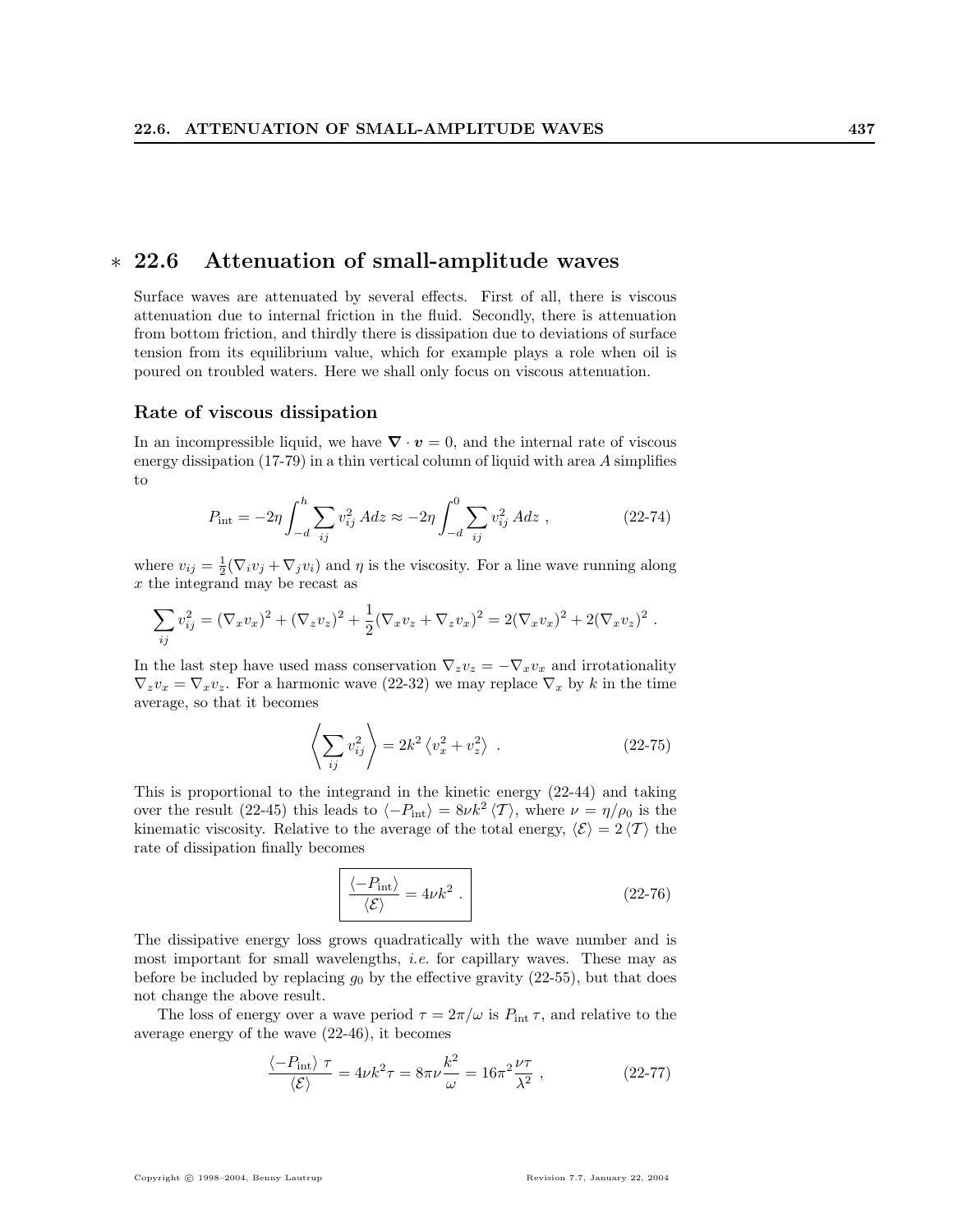## ∗ 22.6 Attenuation of small-amplitude waves

Surface waves are attenuated by several effects. First of all, there is viscous attenuation due to internal friction in the fluid. Secondly, there is attenuation from bottom friction, and thirdly there is dissipation due to deviations of surface tension from its equilibrium value, which for example plays a role when oil is poured on troubled waters. Here we shall only focus on viscous attenuation.

### Rate of viscous dissipation

In an incompressible liquid, we have $\boldsymbol{\nabla} \cdot \boldsymbol{v} = 0$, and the internal rate of viscous energy dissipation (17-79) in a thin vertical column of liquid with area $A$ simplifies to

$$P_{\text{int}} = -2\eta \int_{-d}^{h} \sum_{ij} v_{ij}^2 \, A dz \approx -2\eta \int_{-d}^{0} \sum_{ij} v_{ij}^2 \, A dz \; , \tag{22-74}$$

where $v_{ij} = \frac{1}{2}(\nabla_i v_j + \nabla_j v_i)$ and $\eta$ is the viscosity. For a line wave running along $x$ the integrand may be recast as

$$\sum_{ij} v_{ij}^2 = (\nabla_x v_x)^2 + (\nabla_z v_z)^2 + \frac{1}{2}(\nabla_x v_z + \nabla_z v_x)^2 = 2(\nabla_x v_x)^2 + 2(\nabla_x v_z)^2 \; .$$

In the last step have used mass conservation $\nabla_z v_z = -\nabla_x v_x$ and irrotationality $\nabla_z v_x = \nabla_x v_z$. For a harmonic wave (22-32) we may replace $\nabla_x$ by $k$ in the time average, so that it becomes

$$\left\langle \sum_{ij} v_{ij}^2 \right\rangle = 2k^2 \left\langle v_x^2 + v_z^2 \right\rangle \; . \tag{22-75}$$

This is proportional to the integrand in the kinetic energy (22-44) and taking over the result (22-45) this leads to $\langle -P_{\text{int}} \rangle = 8\nu k^2 \langle \mathcal{T} \rangle$, where $\nu = \eta/\rho_0$ is the kinematic viscosity. Relative to the average of the total energy, $\langle \mathcal{E} \rangle = 2 \langle \mathcal{T} \rangle$ the rate of dissipation finally becomes

$$\boxed{\frac{\langle -P_{\text{int}} \rangle}{\langle \mathcal{E} \rangle} = 4\nu k^2 \; .} \tag{22-76}$$

The dissipative energy loss grows quadratically with the wave number and is most important for small wavelengths, *i.e.* for capillary waves. These may as before be included by replacing $g_0$ by the effective gravity (22-55), but that does not change the above result.

The loss of energy over a wave period $\tau = 2\pi/\omega$ is $P_{\text{int}} \, \tau$, and relative to the average energy of the wave (22-46), it becomes

$$\frac{\langle -P_{\text{int}} \rangle \; \tau}{\langle \mathcal{E} \rangle} = 4\nu k^2 \tau = 8\pi\nu \frac{k^2}{\omega} = 16\pi^2 \frac{\nu\tau}{\lambda^2} \; , \tag{22-77}$$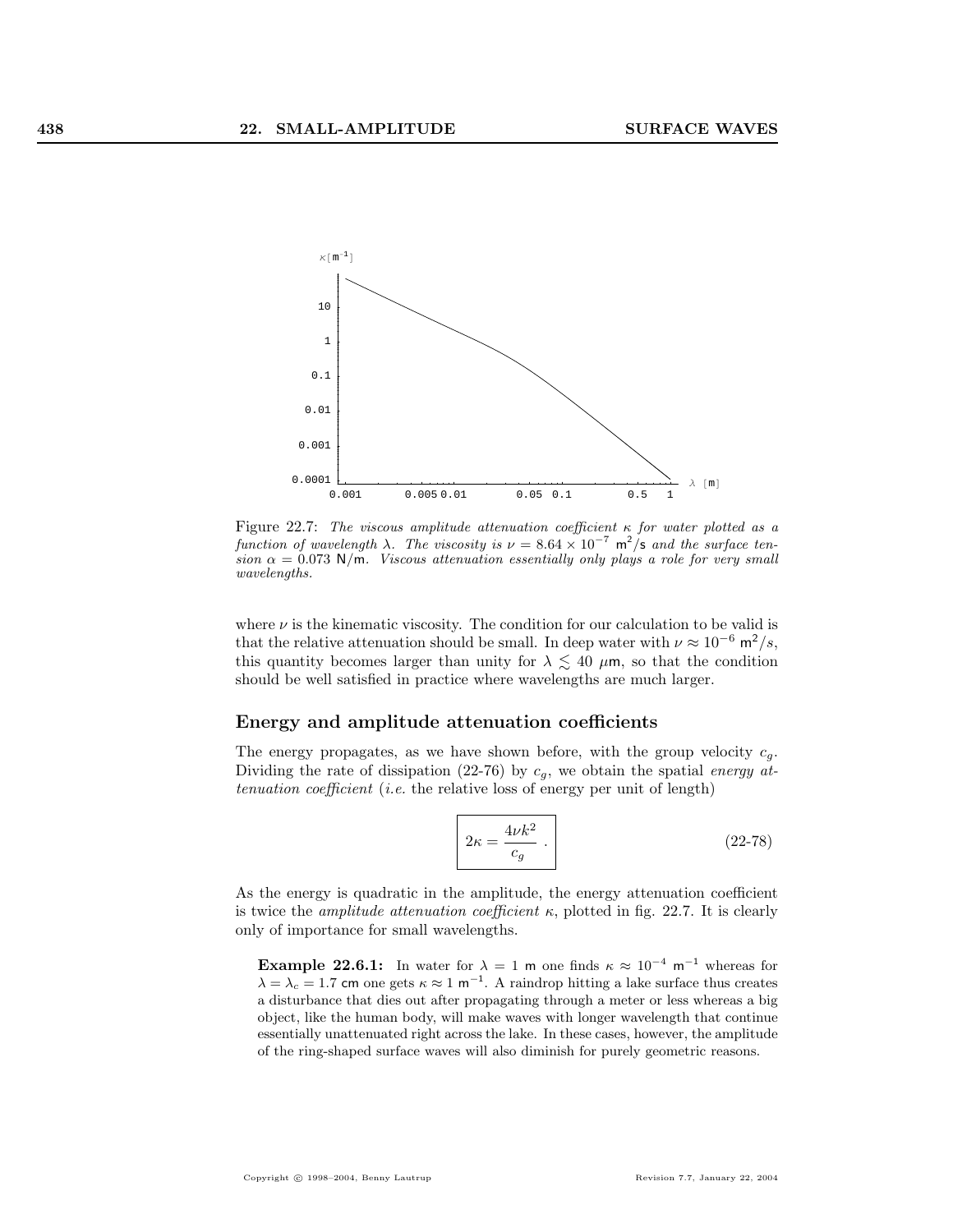Figure 22.7: *The viscous amplitude attenuation coefficient $\kappa$ for water plotted as a function of wavelength $\lambda$. The viscosity is $\nu = 8.64 \times 10^{-7}$ m$^2$/s and the surface tension $\alpha = 0.073$ N/m. Viscous attenuation essentially only plays a role for very small wavelengths.*

where $\nu$ is the kinematic viscosity. The condition for our calculation to be valid is that the relative attenuation should be small. In deep water with $\nu \approx 10^{-6}$ m$^2/s$, this quantity becomes larger than unity for $\lambda \lesssim 40$ $\mu$m, so that the condition should be well satisfied in practice where wavelengths are much larger.

### Energy and amplitude attenuation coefficients

The energy propagates, as we have shown before, with the group velocity $c_g$. Dividing the rate of dissipation (22-76) by $c_g$, we obtain the spatial *energy attenuation coefficient* (*i.e.* the relative loss of energy per unit of length)

$$
\boxed{2\kappa = \frac{4\nu k^2}{c_g}\ .} \tag{22-78}
$$

As the energy is quadratic in the amplitude, the energy attenuation coefficient is twice the *amplitude attenuation coefficient* $\kappa$, plotted in fig. 22.7. It is clearly only of importance for small wavelengths.

> **Example 22.6.1:** In water for $\lambda = 1$ m one finds $\kappa \approx 10^{-4}$ m$^{-1}$ whereas for $\lambda = \lambda_c = 1.7$ cm one gets $\kappa \approx 1$ m$^{-1}$. A raindrop hitting a lake surface thus creates a disturbance that dies out after propagating through a meter or less whereas a big object, like the human body, will make waves with longer wavelength that continue essentially unattenuated right across the lake. In these cases, however, the amplitude of the ring-shaped surface waves will also diminish for purely geometric reasons.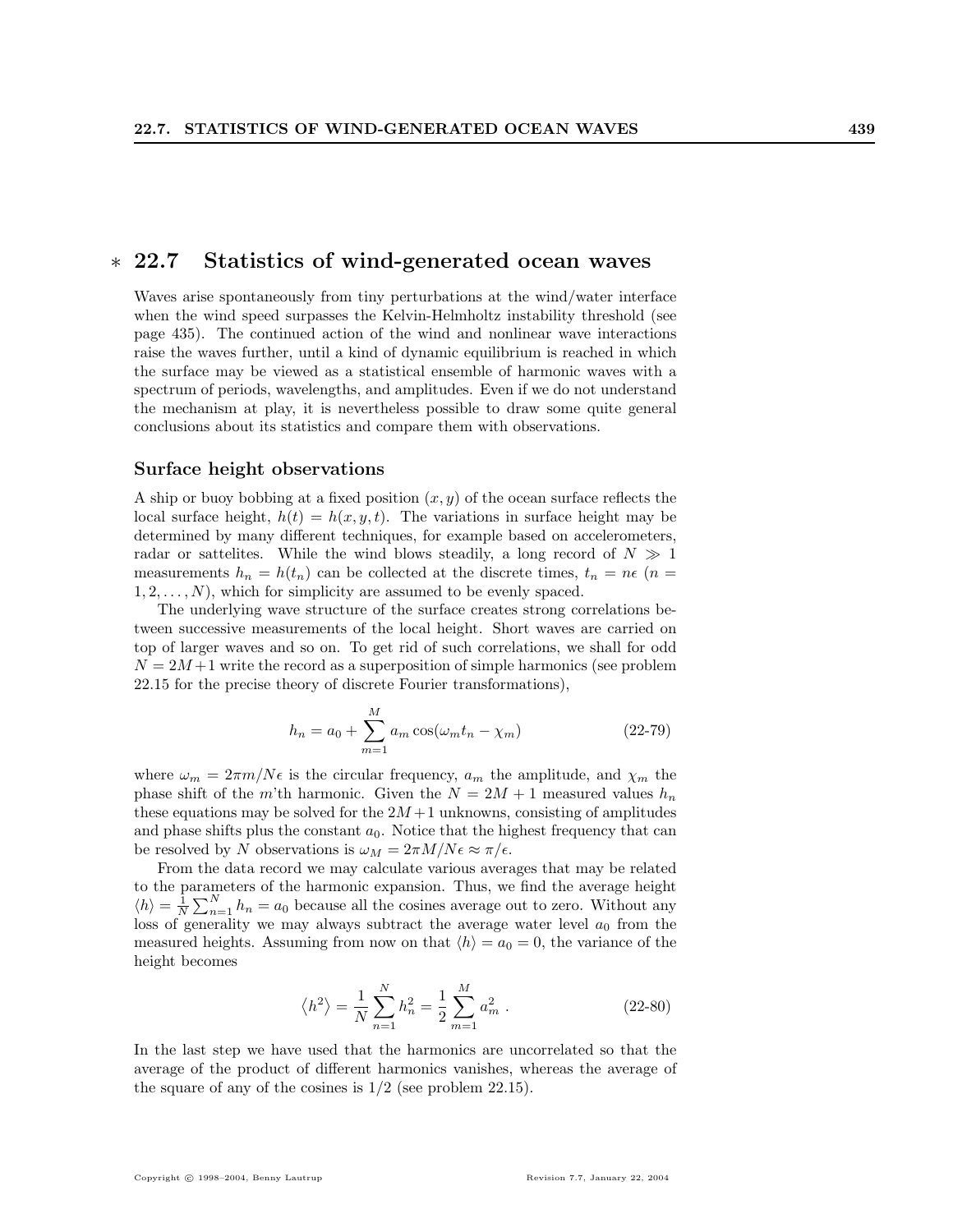## ∗ 22.7 Statistics of wind-generated ocean waves

Waves arise spontaneously from tiny perturbations at the wind/water interface when the wind speed surpasses the Kelvin-Helmholtz instability threshold (see page 435). The continued action of the wind and nonlinear wave interactions raise the waves further, until a kind of dynamic equilibrium is reached in which the surface may be viewed as a statistical ensemble of harmonic waves with a spectrum of periods, wavelengths, and amplitudes. Even if we do not understand the mechanism at play, it is nevertheless possible to draw some quite general conclusions about its statistics and compare them with observations.

### Surface height observations

A ship or buoy bobbing at a fixed position $(x, y)$ of the ocean surface reflects the local surface height, $h(t) = h(x, y, t)$. The variations in surface height may be determined by many different techniques, for example based on accelerometers, radar or sattelites. While the wind blows steadily, a long record of $N \gg 1$ measurements $h_n = h(t_n)$ can be collected at the discrete times, $t_n = n\epsilon$ ($n = 1, 2, \ldots, N$), which for simplicity are assumed to be evenly spaced.

The underlying wave structure of the surface creates strong correlations between successive measurements of the local height. Short waves are carried on top of larger waves and so on. To get rid of such correlations, we shall for odd $N = 2M+1$ write the record as a superposition of simple harmonics (see problem 22.15 for the precise theory of discrete Fourier transformations),

$$h_n = a_0 + \sum_{m=1}^{M} a_m \cos(\omega_m t_n - \chi_m) \tag{22-79}$$

where $\omega_m = 2\pi m/N\epsilon$ is the circular frequency, $a_m$ the amplitude, and $\chi_m$ the phase shift of the $m$'th harmonic. Given the $N = 2M + 1$ measured values $h_n$ these equations may be solved for the $2M+1$ unknowns, consisting of amplitudes and phase shifts plus the constant $a_0$. Notice that the highest frequency that can be resolved by $N$ observations is $\omega_M = 2\pi M/N\epsilon \approx \pi/\epsilon$.

From the data record we may calculate various averages that may be related to the parameters of the harmonic expansion. Thus, we find the average height $\langle h \rangle = \frac{1}{N}\sum_{n=1}^{N} h_n = a_0$ because all the cosines average out to zero. Without any loss of generality we may always subtract the average water level $a_0$ from the measured heights. Assuming from now on that $\langle h \rangle = a_0 = 0$, the variance of the height becomes

$$\left\langle h^2 \right\rangle = \frac{1}{N}\sum_{n=1}^{N} h_n^2 = \frac{1}{2}\sum_{m=1}^{M} a_m^2 \,. \tag{22-80}$$

In the last step we have used that the harmonics are uncorrelated so that the average of the product of different harmonics vanishes, whereas the average of the square of any of the cosines is $1/2$ (see problem 22.15).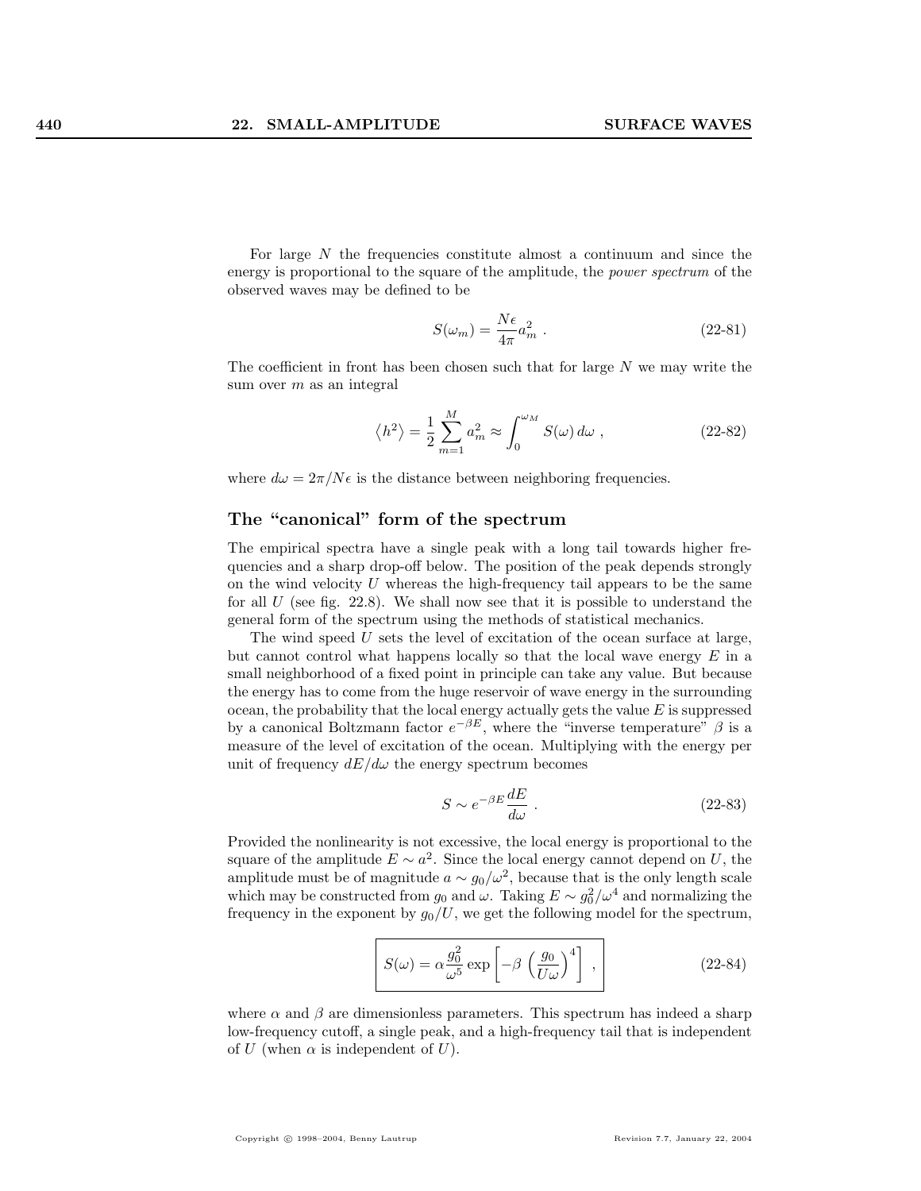For large $N$ the frequencies constitute almost a continuum and since the energy is proportional to the square of the amplitude, the *power spectrum* of the observed waves may be defined to be

$$S(\omega_m) = \frac{N\epsilon}{4\pi} a_m^2 \ . \tag{22-81}$$

The coefficient in front has been chosen such that for large $N$ we may write the sum over $m$ as an integral

$$\left\langle h^2 \right\rangle = \frac{1}{2} \sum_{m=1}^{M} a_m^2 \approx \int_0^{\omega_M} S(\omega)\, d\omega \ , \tag{22-82}$$

where $d\omega = 2\pi/N\epsilon$ is the distance between neighboring frequencies.

## The "canonical" form of the spectrum

The empirical spectra have a single peak with a long tail towards higher frequencies and a sharp drop-off below. The position of the peak depends strongly on the wind velocity $U$ whereas the high-frequency tail appears to be the same for all $U$ (see fig. 22.8). We shall now see that it is possible to understand the general form of the spectrum using the methods of statistical mechanics.

The wind speed $U$ sets the level of excitation of the ocean surface at large, but cannot control what happens locally so that the local wave energy $E$ in a small neighborhood of a fixed point in principle can take any value. But because the energy has to come from the huge reservoir of wave energy in the surrounding ocean, the probability that the local energy actually gets the value $E$ is suppressed by a canonical Boltzmann factor $e^{-\beta E}$, where the "inverse temperature" $\beta$ is a measure of the level of excitation of the ocean. Multiplying with the energy per unit of frequency $dE/d\omega$ the energy spectrum becomes

$$S \sim e^{-\beta E} \frac{dE}{d\omega} \ . \tag{22-83}$$

Provided the nonlinearity is not excessive, the local energy is proportional to the square of the amplitude $E \sim a^2$. Since the local energy cannot depend on $U$, the amplitude must be of magnitude $a \sim g_0/\omega^2$, because that is the only length scale which may be constructed from $g_0$ and $\omega$. Taking $E \sim g_0^2/\omega^4$ and normalizing the frequency in the exponent by $g_0/U$, we get the following model for the spectrum,

$$\boxed{S(\omega) = \alpha \frac{g_0^2}{\omega^5} \exp\left[-\beta \left(\frac{g_0}{U\omega}\right)^4\right]} \ , \tag{22-84}$$

where $\alpha$ and $\beta$ are dimensionless parameters. This spectrum has indeed a sharp low-frequency cutoff, a single peak, and a high-frequency tail that is independent of $U$ (when $\alpha$ is independent of $U$).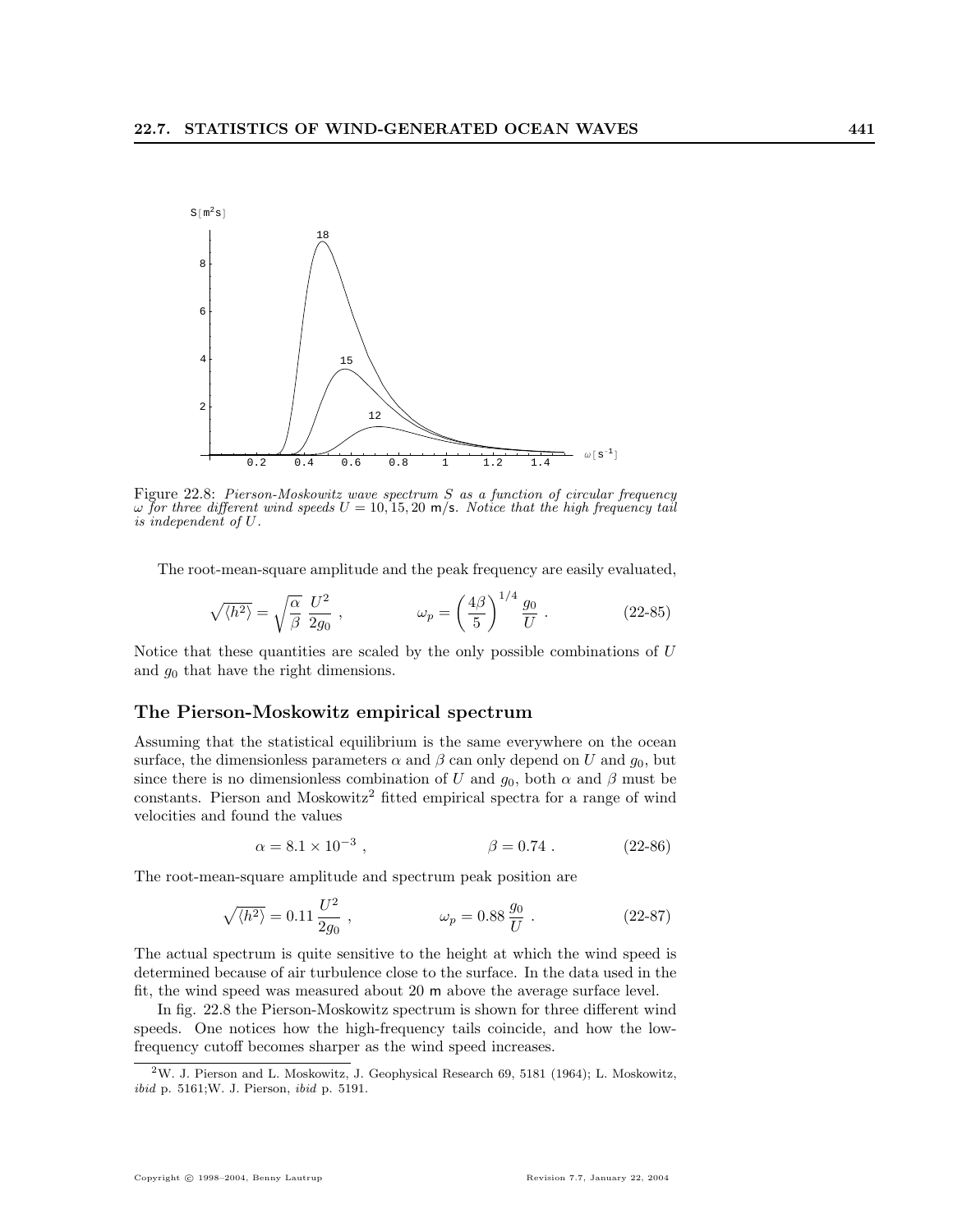Figure 22.8: *Pierson-Moskowitz wave spectrum $S$ as a function of circular frequency $\omega$ for three different wind speeds $U = 10, 15, 20$ m/s. Notice that the high frequency tail is independent of $U$.*

The root-mean-square amplitude and the peak frequency are easily evaluated,

$$\sqrt{\langle h^2 \rangle} = \sqrt{\frac{\alpha}{\beta}}\ \frac{U^2}{2g_0}\ , \qquad\qquad \omega_p = \left(\frac{4\beta}{5}\right)^{1/4} \frac{g_0}{U}\ . \tag{22-85}$$

Notice that these quantities are scaled by the only possible combinations of $U$ and $g_0$ that have the right dimensions.

## The Pierson-Moskowitz empirical spectrum

Assuming that the statistical equilibrium is the same everywhere on the ocean surface, the dimensionless parameters $\alpha$ and $\beta$ can only depend on $U$ and $g_0$, but since there is no dimensionless combination of $U$ and $g_0$, both $\alpha$ and $\beta$ must be constants. Pierson and Moskowitz[2] fitted empirical spectra for a range of wind velocities and found the values

$$\alpha = 8.1 \times 10^{-3}\ , \qquad\qquad \beta = 0.74\ . \tag{22-86}$$

The root-mean-square amplitude and spectrum peak position are

$$\sqrt{\langle h^2 \rangle} = 0.11\,\frac{U^2}{2g_0}\ , \qquad\qquad \omega_p = 0.88\,\frac{g_0}{U}\ . \tag{22-87}$$

The actual spectrum is quite sensitive to the height at which the wind speed is determined because of air turbulence close to the surface. In the data used in the fit, the wind speed was measured about 20 m above the average surface level.

In fig. 22.8 the Pierson-Moskowitz spectrum is shown for three different wind speeds. One notices how the high-frequency tails coincide, and how the low-frequency cutoff becomes sharper as the wind speed increases.

[2] W. J. Pierson and L. Moskowitz, J. Geophysical Research 69, 5181 (1964); L. Moskowitz, *ibid* p. 5161; W. J. Pierson, *ibid* p. 5191.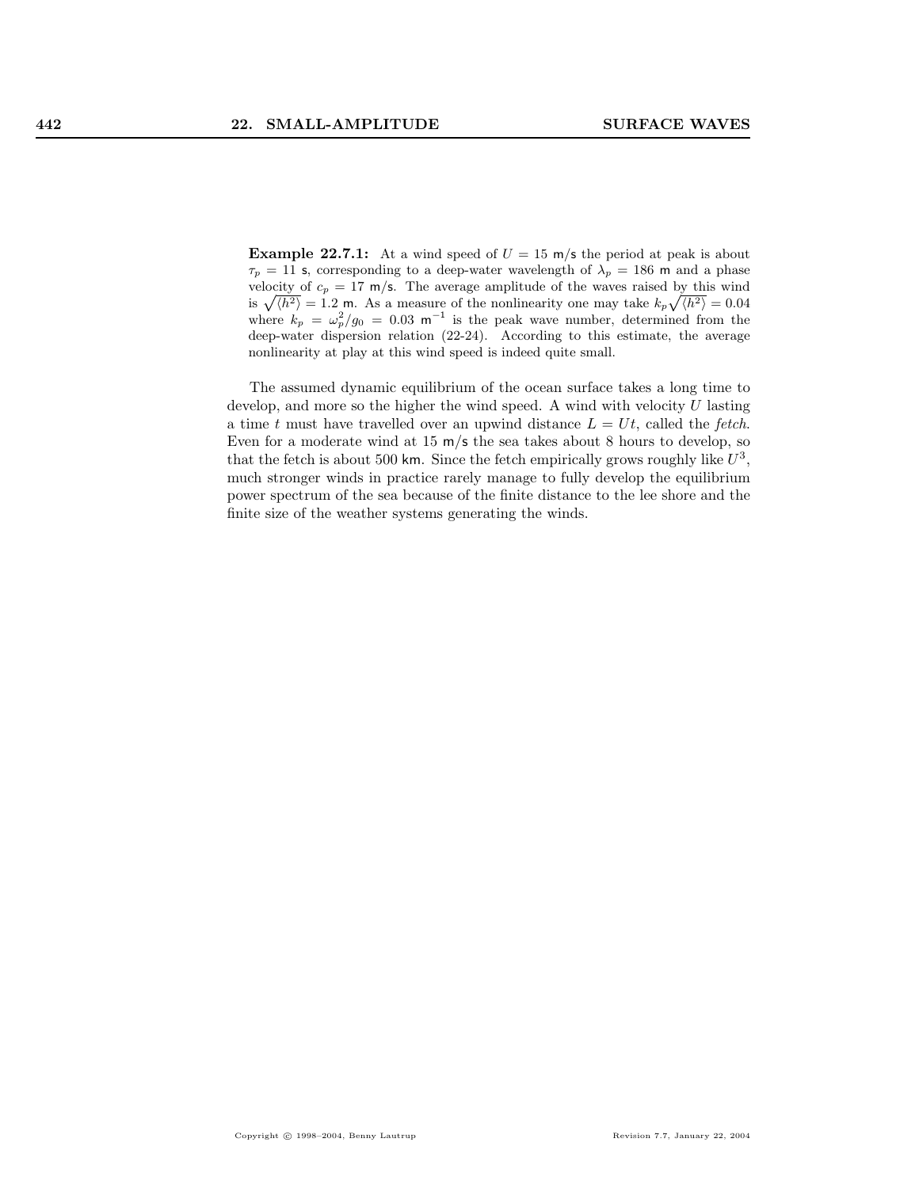**Example 22.7.1:** At a wind speed of $U = 15$ m/s the period at peak is about $\tau_p = 11$ s, corresponding to a deep-water wavelength of $\lambda_p = 186$ m and a phase velocity of $c_p = 17$ m/s. The average amplitude of the waves raised by this wind is $\sqrt{\langle h^2 \rangle} = 1.2$ m. As a measure of the nonlinearity one may take $k_p \sqrt{\langle h^2 \rangle} = 0.04$ where $k_p = \omega_p^2 / g_0 = 0.03$ m$^{-1}$ is the peak wave number, determined from the deep-water dispersion relation (22-24). According to this estimate, the average nonlinearity at play at this wind speed is indeed quite small.

The assumed dynamic equilibrium of the ocean surface takes a long time to develop, and more so the higher the wind speed. A wind with velocity $U$ lasting a time $t$ must have travelled over an upwind distance $L = Ut$, called the *fetch*. Even for a moderate wind at 15 m/s the sea takes about 8 hours to develop, so that the fetch is about 500 km. Since the fetch empirically grows roughly like $U^3$, much stronger winds in practice rarely manage to fully develop the equilibrium power spectrum of the sea because of the finite distance to the lee shore and the finite size of the weather systems generating the winds.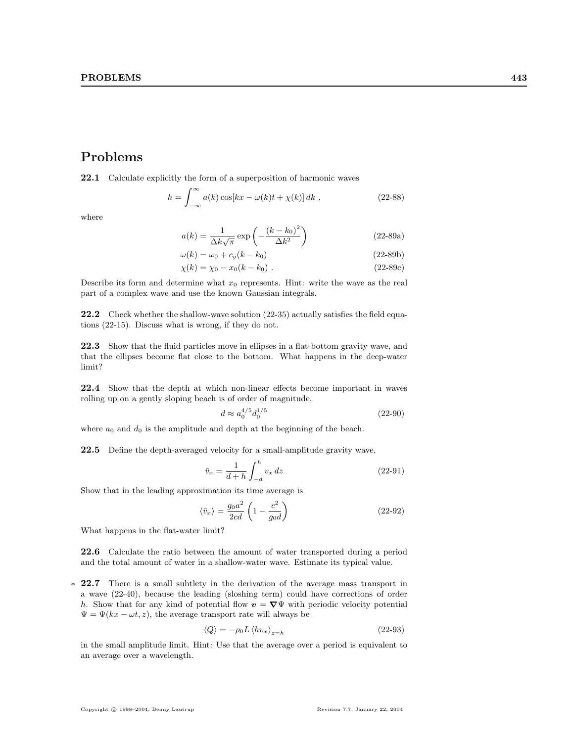## Problems

**22.1** Calculate explicitly the form of a superposition of harmonic waves

$$h = \int_{-\infty}^{\infty} a(k) \cos[kx - \omega(k)t + \chi(k)]\, dk\ , \tag{22-88}$$

where

$$a(k) = \frac{1}{\Delta k \sqrt{\pi}} \exp\left(-\frac{(k-k_0)^2}{\Delta k^2}\right) \tag{22-89a}$$

$$\omega(k) = \omega_0 + c_g(k - k_0) \tag{22-89b}$$

$$\chi(k) = \chi_0 - x_0(k - k_0)\ . \tag{22-89c}$$

Describe its form and determine what $x_0$ represents. Hint: write the wave as the real part of a complex wave and use the known Gaussian integrals.

**22.2** Check whether the shallow-wave solution (22-35) actually satisfies the field equations (22-15). Discuss what is wrong, if they do not.

**22.3** Show that the fluid particles move in ellipses in a flat-bottom gravity wave, and that the ellipses become flat close to the bottom. What happens in the deep-water limit?

**22.4** Show that the depth at which non-linear effects become important in waves rolling up on a gently sloping beach is of order of magnitude,

$$d \approx a_0^{4/5} d_0^{1/5} \tag{22-90}$$

where $a_0$ and $d_0$ is the amplitude and depth at the beginning of the beach.

**22.5** Define the depth-averaged velocity for a small-amplitude gravity wave,

$$\bar{v}_x = \frac{1}{d+h} \int_{-d}^{h} v_x\, dz \tag{22-91}$$

Show that in the leading approximation its time average is

$$\langle \bar{v}_x \rangle = \frac{g_0 a^2}{2cd} \left(1 - \frac{c^2}{g_0 d}\right) \tag{22-92}$$

What happens in the flat-water limit?

**22.6** Calculate the ratio between the amount of water transported during a period and the total amount of water in a shallow-water wave. Estimate its typical value.

\* **22.7** There is a small subtlety in the derivation of the average mass transport in a wave (22-40), because the leading (sloshing term) could have corrections of order $h$. Show that for any kind of potential flow $\boldsymbol{v} = \boldsymbol{\nabla}\Psi$ with periodic velocity potential $\Psi = \Psi(kx - \omega t, z)$, the average transport rate will always be

$$\langle Q \rangle = -\rho_0 L \langle h v_x \rangle_{z=h} \tag{22-93}$$

in the small amplitude limit. Hint: Use that the average over a period is equivalent to an average over a wavelength.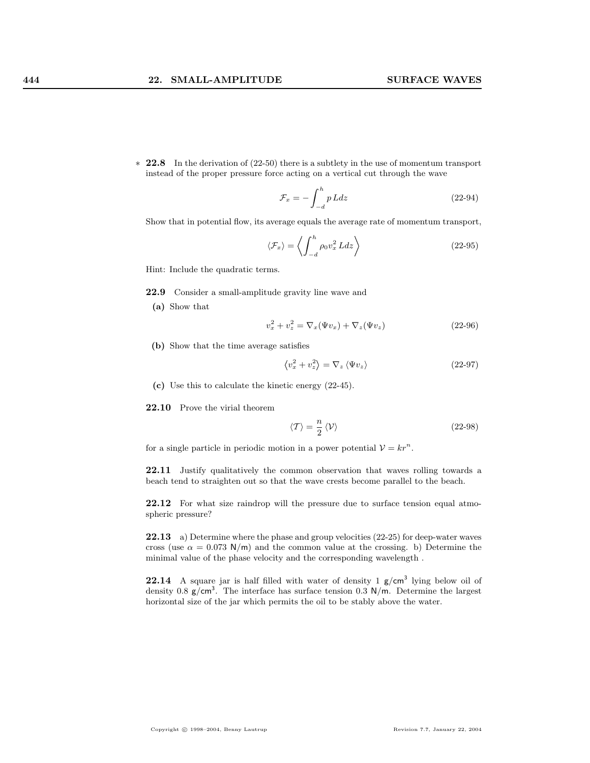∗ **22.8** In the derivation of (22-50) there is a subtlety in the use of momentum transport instead of the proper pressure force acting on a vertical cut through the wave

$$\mathcal{F}_x = -\int_{-d}^{h} p \, L dz \tag{22-94}$$

Show that in potential flow, its average equals the average rate of momentum transport,

$$\langle \mathcal{F}_x \rangle = \left\langle \int_{-d}^{h} \rho_0 v_x^2 \, L dz \right\rangle \tag{22-95}$$

Hint: Include the quadratic terms.

**22.9** Consider a small-amplitude gravity line wave and

**(a)** Show that

$$v_x^2 + v_z^2 = \nabla_x(\Psi v_x) + \nabla_z(\Psi v_z) \tag{22-96}$$

**(b)** Show that the time average satisfies

$$\left\langle v_x^2 + v_z^2 \right\rangle = \nabla_z \left\langle \Psi v_z \right\rangle \tag{22-97}$$

**(c)** Use this to calculate the kinetic energy (22-45).

**22.10** Prove the virial theorem

$$\langle \mathcal{T} \rangle = \frac{n}{2} \langle \mathcal{V} \rangle \tag{22-98}$$

for a single particle in periodic motion in a power potential $\mathcal{V} = kr^n$.

**22.11** Justify qualitatively the common observation that waves rolling towards a beach tend to straighten out so that the wave crests become parallel to the beach.

**22.12** For what size raindrop will the pressure due to surface tension equal atmospheric pressure?

**22.13** a) Determine where the phase and group velocities (22-25) for deep-water waves cross (use $\alpha = 0.073$ N/m) and the common value at the crossing. b) Determine the minimal value of the phase velocity and the corresponding wavelength .

**22.14** A square jar is half filled with water of density 1 g/cm$^3$ lying below oil of density 0.8 g/cm$^3$. The interface has surface tension 0.3 N/m. Determine the largest horizontal size of the jar which permits the oil to be stably above the water.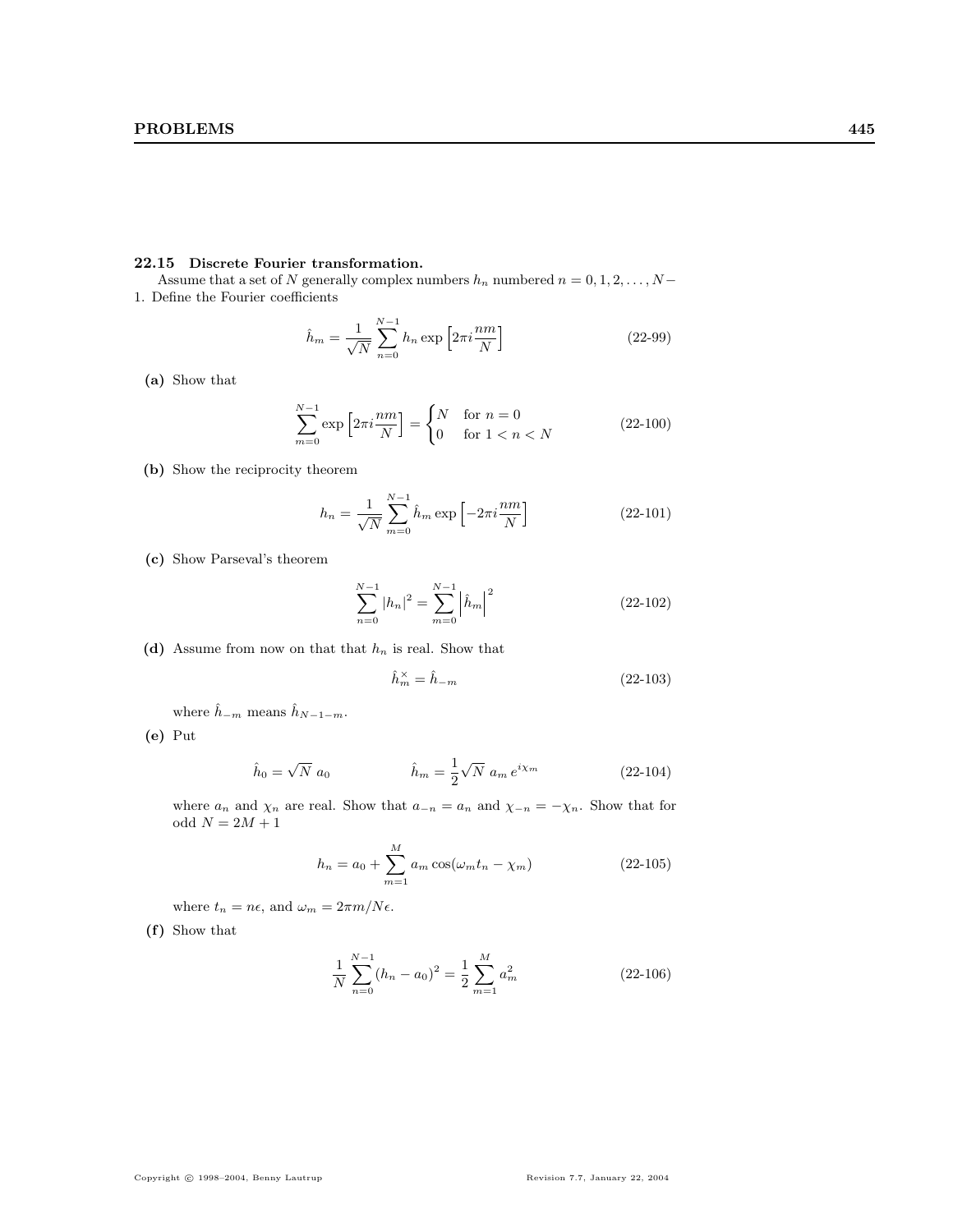### 22.15 Discrete Fourier transformation.

Assume that a set of $N$ generally complex numbers $h_n$ numbered $n = 0, 1, 2, \ldots, N-1$. Define the Fourier coefficients

$$\hat{h}_m = \frac{1}{\sqrt{N}} \sum_{n=0}^{N-1} h_n \exp\left[2\pi i \frac{nm}{N}\right] \tag{22-99}$$

**(a)** Show that

$$\sum_{m=0}^{N-1} \exp\left[2\pi i \frac{nm}{N}\right] = \begin{cases} N & \text{for } n = 0 \\ 0 & \text{for } 1 < n < N \end{cases} \tag{22-100}$$

**(b)** Show the reciprocity theorem

$$h_n = \frac{1}{\sqrt{N}} \sum_{m=0}^{N-1} \hat{h}_m \exp\left[-2\pi i \frac{nm}{N}\right] \tag{22-101}$$

**(c)** Show Parseval's theorem

$$\sum_{n=0}^{N-1} |h_n|^2 = \sum_{m=0}^{N-1} \left|\hat{h}_m\right|^2 \tag{22-102}$$

**(d)** Assume from now on that that $h_n$ is real. Show that

$$\hat{h}_m^{\times} = \hat{h}_{-m} \tag{22-103}$$

where $\hat{h}_{-m}$ means $\hat{h}_{N-1-m}$.

**(e)** Put

$$\hat{h}_0 = \sqrt{N}\, a_0 \qquad\qquad \hat{h}_m = \frac{1}{2}\sqrt{N}\, a_m\, e^{i\chi_m} \tag{22-104}$$

where $a_n$ and $\chi_n$ are real. Show that $a_{-n} = a_n$ and $\chi_{-n} = -\chi_n$. Show that for odd $N = 2M + 1$

$$h_n = a_0 + \sum_{m=1}^{M} a_m \cos(\omega_m t_n - \chi_m) \tag{22-105}$$

where $t_n = n\epsilon$, and $\omega_m = 2\pi m/N\epsilon$.

**(f)** Show that

$$\frac{1}{N} \sum_{n=0}^{N-1} (h_n - a_0)^2 = \frac{1}{2} \sum_{m=1}^{M} a_m^2 \tag{22-106}$$